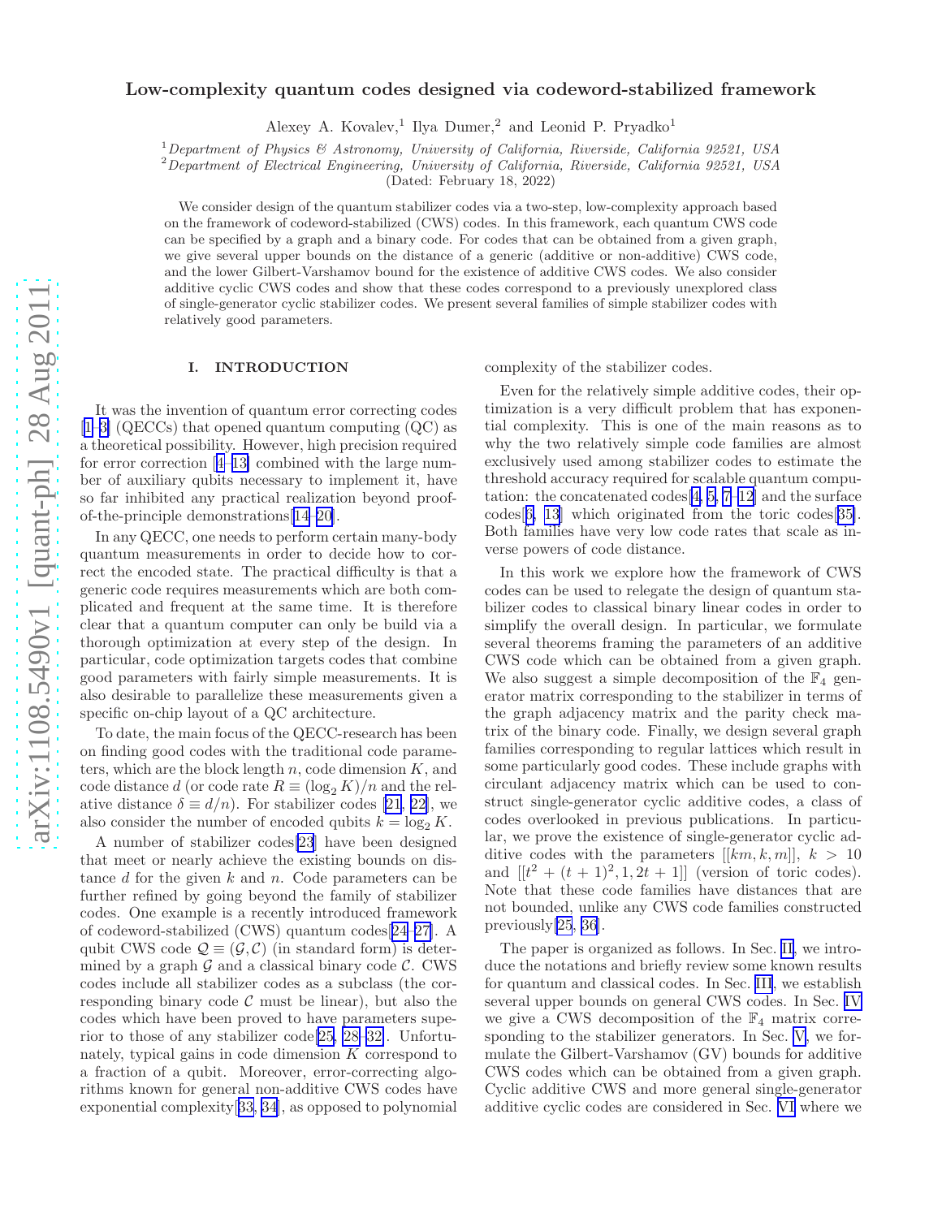# Low-complexity quantum codes designed via codeword-stabilized framework

Alexey A. Kovalev,[1] Ilya Dumer,[2] and Leonid P. Pryadko[1]

[1] *Department of Physics & Astronomy, University of California, Riverside, California 92521, USA*
[2] *Department of Electrical Engineering, University of California, Riverside, California 92521, USA*

(Dated: February 18, 2022)

We consider design of the quantum stabilizer codes via a two-step, low-complexity approach based on the framework of codeword-stabilized (CWS) codes. In this framework, each quantum CWS code can be specified by a graph and a binary code. For codes that can be obtained from a given graph, we give several upper bounds on the distance of a generic (additive or non-additive) CWS code, and the lower Gilbert-Varshamov bound for the existence of additive CWS codes. We also consider additive cyclic CWS codes and show that these codes correspond to a previously unexplored class of single-generator cyclic stabilizer codes. We present several families of simple stabilizer codes with relatively good parameters.

## I. INTRODUCTION

It was the invention of quantum error correcting codes [1–3] (QECCs) that opened quantum computing (QC) as a theoretical possibility. However, high precision required for error correction [4–13] combined with the large number of auxiliary qubits necessary to implement it, have so far inhibited any practical realization beyond proof-of-the-principle demonstrations[14–20].

In any QECC, one needs to perform certain many-body quantum measurements in order to decide how to correct the encoded state. The practical difficulty is that a generic code requires measurements which are both complicated and frequent at the same time. It is therefore clear that a quantum computer can only be build via a thorough optimization at every step of the design. In particular, code optimization targets codes that combine good parameters with fairly simple measurements. It is also desirable to parallelize these measurements given a specific on-chip layout of a QC architecture.

To date, the main focus of the QECC-research has been on finding good codes with the traditional code parameters, which are the block length $n$, code dimension $K$, and code distance $d$ (or code rate $R \equiv (\log_2 K)/n$ and the relative distance $\delta \equiv d/n$). For stabilizer codes [21, 22], we also consider the number of encoded qubits $k = \log_2 K$.

A number of stabilizer codes[23] have been designed that meet or nearly achieve the existing bounds on distance $d$ for the given $k$ and $n$. Code parameters can be further refined by going beyond the family of stabilizer codes. One example is a recently introduced framework of codeword-stabilized (CWS) quantum codes[24–27]. A qubit CWS code $\mathcal{Q} \equiv (\mathcal{G}, \mathcal{C})$ (in standard form) is determined by a graph $\mathcal{G}$ and a classical binary code $\mathcal{C}$. CWS codes include all stabilizer codes as a subclass (the corresponding binary code $\mathcal{C}$ must be linear), but also the codes which have been proved to have parameters superior to those of any stabilizer code[25, 28–32]. Unfortunately, typical gains in code dimension $K$ correspond to a fraction of a qubit. Moreover, error-correcting algorithms known for general non-additive CWS codes have exponential complexity[33, 34], as opposed to polynomial complexity of the stabilizer codes.

Even for the relatively simple additive codes, their optimization is a very difficult problem that has exponential complexity. This is one of the main reasons as to why the two relatively simple code families are almost exclusively used among stabilizer codes to estimate the threshold accuracy required for scalable quantum computation: the concatenated codes[4, 5, 7–12] and the surface codes[6, 13] which originated from the toric codes[35]. Both families have very low code rates that scale as inverse powers of code distance.

In this work we explore how the framework of CWS codes can be used to relegate the design of quantum stabilizer codes to classical binary linear codes in order to simplify the overall design. In particular, we formulate several theorems framing the parameters of an additive CWS code which can be obtained from a given graph. We also suggest a simple decomposition of the $\mathbb{F}_4$ generator matrix corresponding to the stabilizer in terms of the graph adjacency matrix and the parity check matrix of the binary code. Finally, we design several graph families corresponding to regular lattices which result in some particularly good codes. These include graphs with circulant adjacency matrix which can be used to construct single-generator cyclic additive codes, a class of codes overlooked in previous publications. In particular, we prove the existence of single-generator cyclic additive codes with the parameters $[[km, k, m]]$, $k > 10$ and $[[t^2 + (t + 1)^2, 1, 2t + 1]]$ (version of toric codes). Note that these code families have distances that are not bounded, unlike any CWS code families constructed previously[25, 36].

The paper is organized as follows. In Sec. II, we introduce the notations and briefly review some known results for quantum and classical codes. In Sec. III, we establish several upper bounds on general CWS codes. In Sec. IV we give a CWS decomposition of the $\mathbb{F}_4$ matrix corresponding to the stabilizer generators. In Sec. V, we formulate the Gilbert-Varshamov (GV) bounds for additive CWS codes which can be obtained from a given graph. Cyclic additive CWS and more general single-generator additive cyclic codes are considered in Sec. VI where we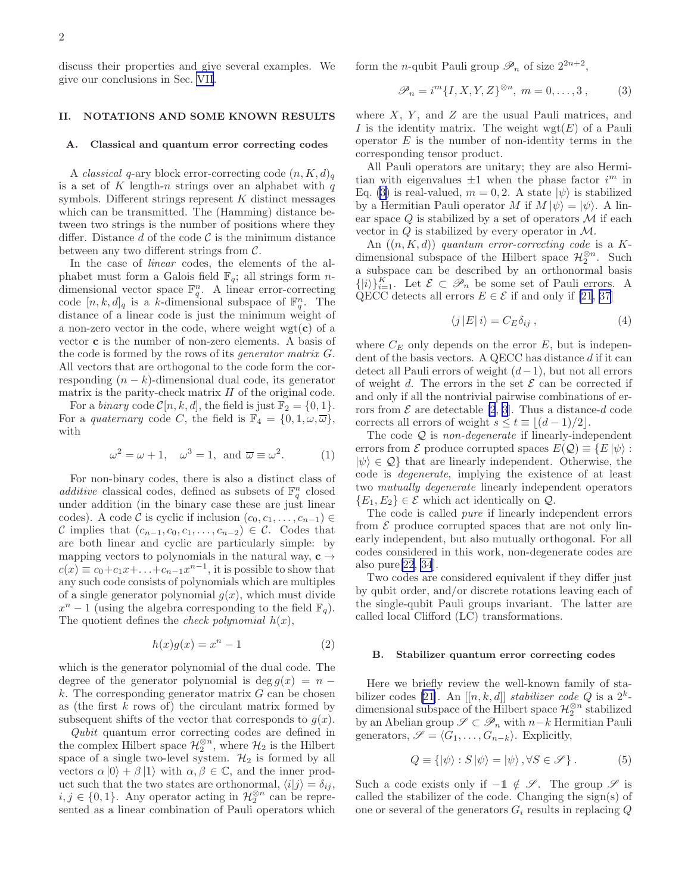discuss their properties and give several examples. We give our conclusions in Sec. VII.

## II. NOTATIONS AND SOME KNOWN RESULTS

### A. Classical and quantum error correcting codes

A *classical* $q$-ary block error-correcting code $(n, K, d)_q$ is a set of $K$ length-$n$ strings over an alphabet with $q$ symbols. Different strings represent $K$ distinct messages which can be transmitted. The (Hamming) distance between two strings is the number of positions where they differ. Distance $d$ of the code $\mathcal{C}$ is the minimum distance between any two different strings from $\mathcal{C}$.

In the case of *linear* codes, the elements of the alphabet must form a Galois field $\mathbb{F}_q$; all strings form $n$-dimensional vector space $\mathbb{F}_q^n$. A linear error-correcting code $[n, k, d]_q$ is a $k$-dimensional subspace of $\mathbb{F}_q^n$. The distance of a linear code is just the minimum weight of a non-zero vector in the code, where weight $\mathrm{wgt}(\mathbf{c})$ of a vector $\mathbf{c}$ is the number of non-zero elements. A basis of the code is formed by the rows of its *generator matrix* $G$. All vectors that are orthogonal to the code form the corresponding $(n-k)$-dimensional dual code, its generator matrix is the parity-check matrix $H$ of the original code.

For a *binary* code $\mathcal{C}[n, k, d]$, the field is just $\mathbb{F}_2 = \{0, 1\}$. For a *quaternary* code $C$, the field is $\mathbb{F}_4 = \{0, 1, \omega, \varpi\}$, with

$$\omega^2 = \omega + 1, \quad \omega^3 = 1, \text{ and } \varpi \equiv \omega^2. \tag{1}$$

For non-binary codes, there is also a distinct class of *additive* classical codes, defined as subsets of $\mathbb{F}_q^n$ closed under addition (in the binary case these are just linear codes). A code $\mathcal{C}$ is cyclic if inclusion $(c_0, c_1, \ldots, c_{n-1}) \in \mathcal{C}$ implies that $(c_{n-1}, c_0, c_1, \ldots, c_{n-2}) \in \mathcal{C}$. Codes that are both linear and cyclic are particularly simple: by mapping vectors to polynomials in the natural way, $\mathbf{c} \to c(x) \equiv c_0 + c_1 x + \ldots + c_{n-1} x^{n-1}$, it is possible to show that any such code consists of polynomials which are multiples of a single generator polynomial $g(x)$, which must divide $x^n - 1$ (using the algebra corresponding to the field $\mathbb{F}_q$). The quotient defines the *check polynomial* $h(x)$,

$$h(x) g(x) = x^n - 1 \tag{2}$$

which is the generator polynomial of the dual code. The degree of the generator polynomial is $\deg g(x) = n - k$. The corresponding generator matrix $G$ can be chosen as (the first $k$ rows of) the circulant matrix formed by subsequent shifts of the vector that corresponds to $g(x)$.

*Qubit* quantum error correcting codes are defined in the complex Hilbert space $\mathcal{H}_2^{\otimes n}$, where $\mathcal{H}_2$ is the Hilbert space of a single two-level system. $\mathcal{H}_2$ is formed by all vectors $\alpha |0\rangle + \beta |1\rangle$ with $\alpha, \beta \in \mathbb{C}$, and the inner product such that the two states are orthonormal, $\langle i | j \rangle = \delta_{ij}$, $i, j \in \{0, 1\}$. Any operator acting in $\mathcal{H}_2^{\otimes n}$ can be represented as a linear combination of Pauli operators which form the $n$-qubit Pauli group $\mathscr{P}_n$ of size $2^{2n+2}$,

$$\mathscr{P}_n = i^m \{I, X, Y, Z\}^{\otimes n}, \; m = 0, \ldots, 3\,, \tag{3}$$

where $X$, $Y$, and $Z$ are the usual Pauli matrices, and $I$ is the identity matrix. The weight $\mathrm{wgt}(E)$ of a Pauli operator $E$ is the number of non-identity terms in the corresponding tensor product.

All Pauli operators are unitary; they are also Hermitian with eigenvalues $\pm 1$ when the phase factor $i^m$ in Eq. (3) is real-valued, $m = 0, 2$. A state $|\psi\rangle$ is stabilized by a Hermitian Pauli operator $M$ if $M |\psi\rangle = |\psi\rangle$. A linear space $Q$ is stabilized by a set of operators $\mathcal{M}$ if each vector in $Q$ is stabilized by every operator in $\mathcal{M}$.

An $((n, K, d))$ *quantum error-correcting code* is a $K$-dimensional subspace of the Hilbert space $\mathcal{H}_2^{\otimes n}$. Such a subspace can be described by an orthonormal basis $\{|i\rangle\}_{i=1}^{K}$. Let $\mathcal{E} \subset \mathscr{P}_n$ be some set of Pauli errors. A QECC detects all errors $E \in \mathcal{E}$ if and only if [21, 37]

$$\langle j | E | i \rangle = C_E \delta_{ij}\,, \tag{4}$$

where $C_E$ only depends on the error $E$, but is independent of the basis vectors. A QECC has distance $d$ if it can detect all Pauli errors of weight $(d-1)$, but not all errors of weight $d$. The errors in the set $\mathcal{E}$ can be corrected if and only if all the nontrivial pairwise combinations of errors from $\mathcal{E}$ are detectable [2, 3]. Thus a distance-$d$ code corrects all errors of weight $s \le t \equiv \lfloor (d-1)/2 \rfloor$.

The code $\mathcal{Q}$ is *non-degenerate* if linearly-independent errors from $\mathcal{E}$ produce corrupted spaces $E(\mathcal{Q}) \equiv \{E |\psi\rangle : |\psi\rangle \in \mathcal{Q}\}$ that are linearly independent. Otherwise, the code is *degenerate*, implying the existence of at least two *mutually degenerate* linearly independent operators $\{E_1, E_2\} \in \mathcal{E}$ which act identically on $\mathcal{Q}$.

The code is called *pure* if linearly independent errors from $\mathcal{E}$ produce corrupted spaces that are not only linearly independent, but also mutually orthogonal. For all codes considered in this work, non-degenerate codes are also pure[22, 34].

Two codes are considered equivalent if they differ just by qubit order, and/or discrete rotations leaving each of the single-qubit Pauli groups invariant. The latter are called local Clifford (LC) transformations.

### B. Stabilizer quantum error correcting codes

Here we briefly review the well-known family of stabilizer codes [21]. An $[[n, k, d]]$ *stabilizer code* $Q$ is a $2^k$-dimensional subspace of the Hilbert space $\mathcal{H}_2^{\otimes n}$ stabilized by an Abelian group $\mathscr{S} \subset \mathscr{P}_n$ with $n-k$ Hermitian Pauli generators, $\mathscr{S} = \langle G_1, \ldots, G_{n-k} \rangle$. Explicitly,

$$Q \equiv \{|\psi\rangle : S |\psi\rangle = |\psi\rangle\,, \forall S \in \mathscr{S}\}\,. \tag{5}$$

Such a code exists only if $-\mathbb{1} \notin \mathscr{S}$. The group $\mathscr{S}$ is called the stabilizer of the code. Changing the sign(s) of one or several of the generators $G_i$ results in replacing $Q$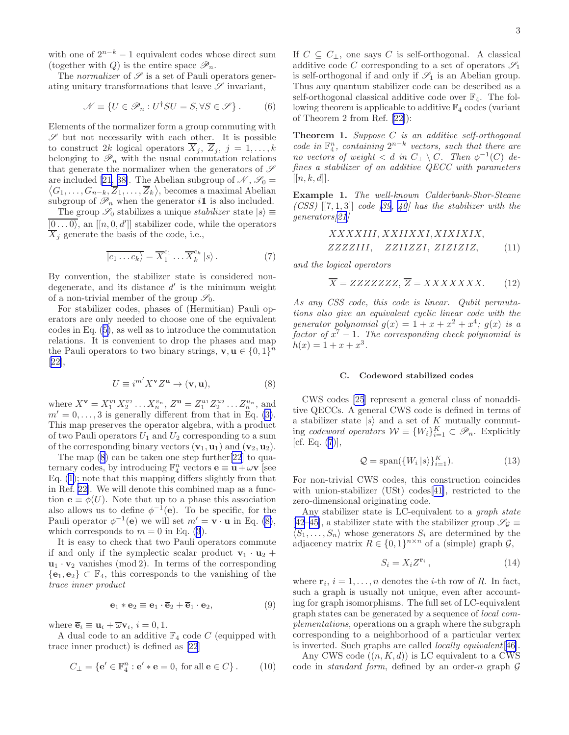with one of $2^{n-k}-1$ equivalent codes whose direct sum (together with $Q$) is the entire space $\mathscr{P}_n$.

The *normalizer* of $\mathscr{S}$ is a set of Pauli operators generating unitary transformations that leave $\mathscr{S}$ invariant,

$$\mathscr{N} \equiv \{U \in \mathscr{P}_n : U^\dagger S U = S, \forall S \in \mathscr{S}\}. \quad (6)$$

Elements of the normalizer form a group commuting with $\mathscr{S}$ but not necessarily with each other. It is possible to construct $2k$ logical operators $\overline{X}_j$, $\overline{Z}_j$, $j=1,\ldots,k$ belonging to $\mathscr{P}_n$ with the usual commutation relations that generate the normalizer when the generators of $\mathscr{S}$ are included [21, 38]. The Abelian subgroup of $\mathscr{N}$, $\mathscr{S}_0 = \langle G_1,\ldots,G_{n-k},\overline{Z}_1,\ldots,\overline{Z}_k\rangle$, becomes a maximal Abelian subgroup of $\mathscr{P}_n$ when the generator $i\mathbb{1}$ is also included.

The group $\mathscr{S}_0$ stabilizes a unique *stabilizer* state $|s\rangle \equiv \overline{|0\ldots 0\rangle}$, an $[[n,0,d']]$ stabilizer code, while the operators $\overline{X}_j$ generate the basis of the code, i.e.,

$$\overline{|c_1\ldots c_k\rangle} = \overline{X}_1^{c_1}\ldots\overline{X}_k^{c_k}\,|s\rangle. \quad (7)$$

By convention, the stabilizer state is considered non-degenerate, and its distance $d'$ is the minimum weight of a non-trivial member of the group $\mathscr{S}_0$.

For stabilizer codes, phases of (Hermitian) Pauli operators are only needed to choose one of the equivalent codes in Eq. (5), as well as to introduce the commutation relations. It is convenient to drop the phases and map the Pauli operators to two binary strings, $\mathbf{v},\mathbf{u}\in\{0,1\}^n$ [22],

$$U \equiv i^{m'} X^{\mathbf{v}} Z^{\mathbf{u}} \to (\mathbf{v},\mathbf{u}), \quad (8)$$

where $X^{\mathbf{v}} = X_1^{v_1}X_2^{v_2}\ldots X_n^{v_n}$, $Z^{\mathbf{u}} = Z_1^{u_1}Z_2^{u_2}\ldots Z_n^{u_n}$, and $m' = 0,\ldots,3$ is generally different from that in Eq. (3). This map preserves the operator algebra, with a product of two Pauli operators $U_1$ and $U_2$ corresponding to a sum of the corresponding binary vectors $(\mathbf{v}_1,\mathbf{u}_1)$ and $(\mathbf{v}_2,\mathbf{u}_2)$.

The map (8) can be taken one step further[22] to quaternary codes, by introducing $\mathbb{F}_4^n$ vectors $\mathbf{e}\equiv\mathbf{u}+\omega\mathbf{v}$ [see Eq. (1); note that this mapping differs slightly from that in Ref. 22]. We will denote this combined map as a function $\mathbf{e}\equiv\phi(U)$. Note that up to a phase this association also allows us to define $\phi^{-1}(\mathbf{e})$. To be specific, for the Pauli operator $\phi^{-1}(\mathbf{e})$ we will set $m' = \mathbf{v}\cdot\mathbf{u}$ in Eq. (8), which corresponds to $m=0$ in Eq. (3).

It is easy to check that two Pauli operators commute if and only if the symplectic scalar product $\mathbf{v}_1\cdot\mathbf{u}_2 + \mathbf{u}_1\cdot\mathbf{v}_2$ vanishes (mod 2). In terms of the corresponding $\{\mathbf{e}_1,\mathbf{e}_2\}\subset\mathbb{F}_4$, this corresponds to the vanishing of the *trace inner product*

$$\mathbf{e}_1 * \mathbf{e}_2 \equiv \mathbf{e}_1\cdot\overline{\mathbf{e}}_2 + \overline{\mathbf{e}}_1\cdot\mathbf{e}_2, \quad (9)$$

where $\overline{\mathbf{e}}_i \equiv \mathbf{u}_i + \overline{\omega}\mathbf{v}_i$, $i=0,1$.

A dual code to an additive $\mathbb{F}_4$ code $C$ (equipped with trace inner product) is defined as [22]

$$C_\perp = \{\mathbf{e}'\in\mathbb{F}_4^n : \mathbf{e}' * \mathbf{e} = 0, \text{ for all } \mathbf{e}\in C\}. \quad (10)$$

If $C\subseteq C_\perp$, one says $C$ is self-orthogonal. A classical additive code $C$ corresponding to a set of operators $\mathscr{S}_1$ is self-orthogonal if and only if $\mathscr{S}_1$ is an Abelian group. Thus any quantum stabilizer code can be described as a self-orthogonal classical additive code over $\mathbb{F}_4$. The following theorem is applicable to additive $\mathbb{F}_4$ codes (variant of Theorem 2 from Ref. [22]):

**Theorem 1.** *Suppose $C$ is an additive self-orthogonal code in $\mathbb{F}_4^n$, containing $2^{n-k}$ vectors, such that there are no vectors of weight $< d$ in $C_\perp\setminus C$. Then $\phi^{-1}(C)$ defines a stabilizer of an additive QECC with parameters $[[n,k,d]]$.*

**Example 1.** *The well-known Calderbank-Shor-Steane (CSS) $[[7,1,3]]$ code [39, 40] has the stabilizer with the generators[21]*

$$\begin{aligned}&XXXXIII,\, XXIIXXI,\, XIXIXIX,\\ &ZZZZIII,\quad ZZIIZZI,\, ZIZIZIZ,\end{aligned} \quad (11)$$

*and the logical operators*

$$\overline{X} = ZZZZZZZ,\ \overline{Z} = XXXXXXX. \quad (12)$$

*As any CSS code, this code is linear. Qubit permutations also give an equivalent cyclic linear code with the generator polynomial $g(x) = 1+x+x^2+x^4$; $g(x)$ is a factor of $x^7-1$. The corresponding check polynomial is $h(x) = 1+x+x^3$.*

### C. Codeword stabilized codes

CWS codes [25] represent a general class of nonadditive QECCs. A general CWS code is defined in terms of a stabilizer state $|s\rangle$ and a set of $K$ mutually commuting *codeword operators* $\mathcal{W}\equiv\{W_i\}_{i=1}^K\subset\mathscr{P}_n$. Explicitly [cf. Eq. (7)],

$$\mathcal{Q} = \operatorname{span}(\{W_i\,|s\rangle\}_{i=1}^K). \quad (13)$$

For non-trivial CWS codes, this construction coincides with union-stabilizer (USt) codes[41], restricted to the zero-dimensional originating code.

Any stabilizer state is LC-equivalent to a *graph state* [42–45], a stabilizer state with the stabilizer group $\mathscr{S}_\mathcal{G}\equiv\langle S_1,\ldots,S_n\rangle$ whose generators $S_i$ are determined by the adjacency matrix $R\in\{0,1\}^{n\times n}$ of a (simple) graph $\mathcal{G}$,

$$S_i = X_i Z^{\mathbf{r}_i}, \quad (14)$$

where $\mathbf{r}_i$, $i=1,\ldots,n$ denotes the $i$-th row of $R$. In fact, such a graph is usually not unique, even after accounting for graph isomorphisms. The full set of LC-equivalent graph states can be generated by a sequence of *local complementations*, operations on a graph where the subgraph corresponding to a neighborhood of a particular vertex is inverted. Such graphs are called *locally equivalent*[46].

Any CWS code $((n,K,d))$ is LC equivalent to a CWS code in *standard form*, defined by an order-$n$ graph $\mathcal{G}$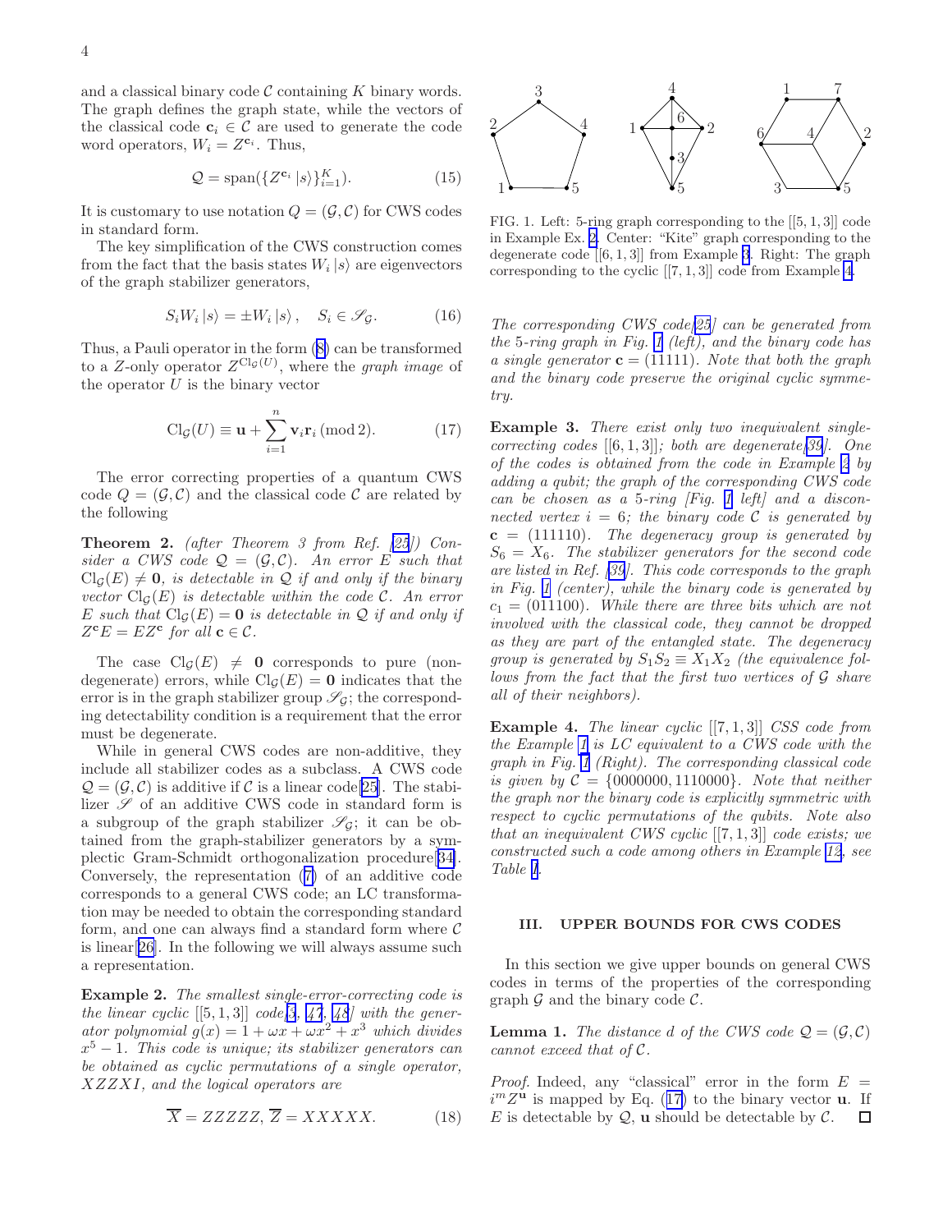and a classical binary code $\mathcal{C}$ containing $K$ binary words. The graph defines the graph state, while the vectors of the classical code $\mathbf{c}_i \in \mathcal{C}$ are used to generate the code word operators, $W_i = Z^{\mathbf{c}_i}$. Thus,

$$\mathcal{Q} = \mathrm{span}(\{Z^{\mathbf{c}_i} |s\rangle\}_{i=1}^{K}). \tag{15}$$

It is customary to use notation $Q = (\mathcal{G}, \mathcal{C})$ for CWS codes in standard form.

The key simplification of the CWS construction comes from the fact that the basis states $W_i |s\rangle$ are eigenvectors of the graph stabilizer generators,

$$S_i W_i |s\rangle = \pm W_i |s\rangle, \quad S_i \in \mathscr{S}_{\mathcal{G}}. \tag{16}$$

Thus, a Pauli operator in the form (8) can be transformed to a $Z$-only operator $Z^{\mathrm{Cl}_{\mathcal{G}}(U)}$, where the *graph image* of the operator $U$ is the binary vector

$$\mathrm{Cl}_{\mathcal{G}}(U) \equiv \mathbf{u} + \sum_{i=1}^{n} \mathbf{v}_i \mathbf{r}_i \,(\mathrm{mod}\, 2). \tag{17}$$

The error correcting properties of a quantum CWS code $Q = (\mathcal{G}, \mathcal{C})$ and the classical code $\mathcal{C}$ are related by the following

**Theorem 2.** *(after Theorem 3 from Ref. [25]) Consider a CWS code $\mathcal{Q} = (\mathcal{G}, \mathcal{C})$. An error $E$ such that $\mathrm{Cl}_{\mathcal{G}}(E) \neq \mathbf{0}$, is detectable in $\mathcal{Q}$ if and only if the binary vector $\mathrm{Cl}_{\mathcal{G}}(E)$ is detectable within the code $\mathcal{C}$. An error $E$ such that $\mathrm{Cl}_{\mathcal{G}}(E) = \mathbf{0}$ is detectable in $\mathcal{Q}$ if and only if $Z^{\mathbf{c}} E = E Z^{\mathbf{c}}$ for all $\mathbf{c} \in \mathcal{C}$.*

The case $\mathrm{Cl}_{\mathcal{G}}(E) \neq \mathbf{0}$ corresponds to pure (non-degenerate) errors, while $\mathrm{Cl}_{\mathcal{G}}(E) = \mathbf{0}$ indicates that the error is in the graph stabilizer group $\mathscr{S}_{\mathcal{G}}$; the corresponding detectability condition is a requirement that the error must be degenerate.

While in general CWS codes are non-additive, they include all stabilizer codes as a subclass. A CWS code $\mathcal{Q} = (\mathcal{G}, \mathcal{C})$ is additive if $\mathcal{C}$ is a linear code[25]. The stabilizer $\mathscr{S}$ of an additive CWS code in standard form is a subgroup of the graph stabilizer $\mathscr{S}_{\mathcal{G}}$; it can be obtained from the graph-stabilizer generators by a symplectic Gram-Schmidt orthogonalization procedure[34]. Conversely, the representation (7) of an additive code corresponds to a general CWS code; an LC transformation may be needed to obtain the corresponding standard form, and one can always find a standard form where $\mathcal{C}$ is linear[26]. In the following we will always assume such a representation.

**Example 2.** *The smallest single-error-correcting code is the linear cyclic [[5, 1, 3]] code[3, 47, 48] with the generator polynomial $g(x) = 1 + \omega x + \omega x^2 + x^3$ which divides $x^5 - 1$. This code is unique; its stabilizer generators can be obtained as cyclic permutations of a single operator, $XZZXI$, and the logical operators are*

$$\overline{X} = ZZZZZ, \, \overline{Z} = XXXXX. \tag{18}$$

*The corresponding CWS code[25] can be generated from the 5-ring graph in Fig. 1 (left), and the binary code has a single generator $\mathbf{c} = (11111)$. Note that both the graph and the binary code preserve the original cyclic symmetry.*

FIG. 1. Left: 5-ring graph corresponding to the [[5, 1, 3]] code in Example Ex. 2. Center: "Kite" graph corresponding to the degenerate code [[6, 1, 3]] from Example 3. Right: The graph corresponding to the cyclic [[7, 1, 3]] code from Example 4.

**Example 3.** *There exist only two inequivalent single-correcting codes [[6, 1, 3]]; both are degenerate[39]. One of the codes is obtained from the code in Example 2 by adding a qubit; the graph of the corresponding CWS code can be chosen as a 5-ring [Fig. 1 left] and a disconnected vertex $i = 6$; the binary code $\mathcal{C}$ is generated by $\mathbf{c} = (111110)$. The degeneracy group is generated by $S_6 = X_6$. The stabilizer generators for the second code are listed in Ref. [39]. This code corresponds to the graph in Fig. 1 (center), while the binary code is generated by $c_1 = (011100)$. While there are three bits which are not involved with the classical code, they cannot be dropped as they are part of the entangled state. The degeneracy group is generated by $S_1 S_2 \equiv X_1 X_2$ (the equivalence follows from the fact that the first two vertices of $\mathcal{G}$ share all of their neighbors).*

**Example 4.** *The linear cyclic [[7, 1, 3]] CSS code from the Example 1 is LC equivalent to a CWS code with the graph in Fig. 1 (Right). The corresponding classical code is given by $\mathcal{C} = \{0000000, 1110000\}$. Note that neither the graph nor the binary code is explicitly symmetric with respect to cyclic permutations of the qubits. Note also that an inequivalent CWS cyclic [[7, 1, 3]] code exists; we constructed such a code among others in Example 12, see Table I.*

## III. UPPER BOUNDS FOR CWS CODES

In this section we give upper bounds on general CWS codes in terms of the properties of the corresponding graph $\mathcal{G}$ and the binary code $\mathcal{C}$.

**Lemma 1.** *The distance $d$ of the CWS code $\mathcal{Q} = (\mathcal{G}, \mathcal{C})$ cannot exceed that of $\mathcal{C}$.*

*Proof.* Indeed, any "classical" error in the form $E = i^m Z^{\mathbf{u}}$ is mapped by Eq. (17) to the binary vector $\mathbf{u}$. If $E$ is detectable by $\mathcal{Q}$, $\mathbf{u}$ should be detectable by $\mathcal{C}$. □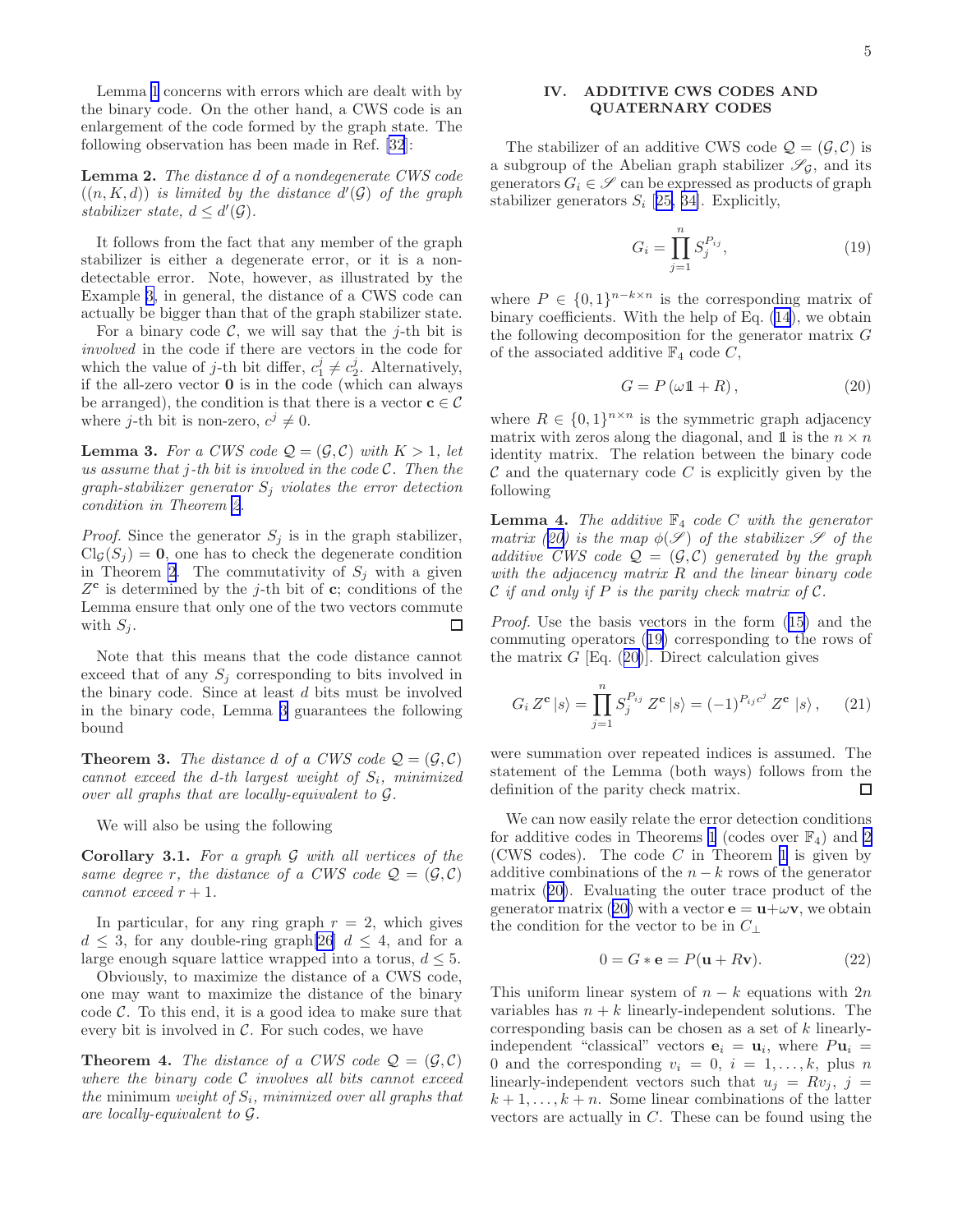Lemma 1 concerns with errors which are dealt with by the binary code. On the other hand, a CWS code is an enlargement of the code formed by the graph state. The following observation has been made in Ref. [32]:

**Lemma 2.** *The distance $d$ of a nondegenerate CWS code $((n,K,d))$ is limited by the distance $d'(\mathcal{G})$ of the graph stabilizer state, $d \le d'(\mathcal{G})$.*

It follows from the fact that any member of the graph stabilizer is either a degenerate error, or it is a non-detectable error. Note, however, as illustrated by the Example 3, in general, the distance of a CWS code can actually be bigger than that of the graph stabilizer state.

For a binary code $\mathcal{C}$, we will say that the $j$-th bit is *involved* in the code if there are vectors in the code for which the value of $j$-th bit differ, $c_1^j \neq c_2^j$. Alternatively, if the all-zero vector $\mathbf{0}$ is in the code (which can always be arranged), the condition is that there is a vector $\mathbf{c} \in \mathcal{C}$ where $j$-th bit is non-zero, $c^j \neq 0$.

**Lemma 3.** *For a CWS code $\mathcal{Q} = (\mathcal{G}, \mathcal{C})$ with $K > 1$, let us assume that $j$-th bit is involved in the code $\mathcal{C}$. Then the graph-stabilizer generator $S_j$ violates the error detection condition in Theorem 2.*

*Proof.* Since the generator $S_j$ is in the graph stabilizer, $\mathrm{Cl}_{\mathcal{G}}(S_j) = \mathbf{0}$, one has to check the degenerate condition in Theorem 2. The commutativity of $S_j$ with a given $Z^{\mathbf{c}}$ is determined by the $j$-th bit of $\mathbf{c}$; conditions of the Lemma ensure that only one of the two vectors commute with $S_j$. □

Note that this means that the code distance cannot exceed that of any $S_j$ corresponding to bits involved in the binary code. Since at least $d$ bits must be involved in the binary code, Lemma 3 guarantees the following bound

**Theorem 3.** *The distance $d$ of a CWS code $\mathcal{Q} = (\mathcal{G}, \mathcal{C})$ cannot exceed the $d$-th largest weight of $S_i$, minimized over all graphs that are locally-equivalent to $\mathcal{G}$.*

We will also be using the following

**Corollary 3.1.** *For a graph $\mathcal{G}$ with all vertices of the same degree $r$, the distance of a CWS code $\mathcal{Q} = (\mathcal{G}, \mathcal{C})$ cannot exceed $r + 1$.*

In particular, for any ring graph $r = 2$, which gives $d \le 3$, for any double-ring graph[26] $d \le 4$, and for a large enough square lattice wrapped into a torus, $d \le 5$.

Obviously, to maximize the distance of a CWS code, one may want to maximize the distance of the binary code $\mathcal{C}$. To this end, it is a good idea to make sure that every bit is involved in $\mathcal{C}$. For such codes, we have

**Theorem 4.** *The distance of a CWS code $\mathcal{Q} = (\mathcal{G}, \mathcal{C})$ where the binary code $\mathcal{C}$ involves all bits cannot exceed the* minimum *weight of $S_i$, minimized over all graphs that are locally-equivalent to $\mathcal{G}$.*

## IV. ADDITIVE CWS CODES AND QUATERNARY CODES

The stabilizer of an additive CWS code $\mathcal{Q} = (\mathcal{G}, \mathcal{C})$ is a subgroup of the Abelian graph stabilizer $\mathscr{S}_{\mathcal{G}}$, and its generators $G_i \in \mathscr{S}$ can be expressed as products of graph stabilizer generators $S_i$ [25, 34]. Explicitly,

$$G_i = \prod_{j=1}^{n} S_j^{P_{ij}}, \tag{19}$$

where $P \in \{0,1\}^{n-k \times n}$ is the corresponding matrix of binary coefficients. With the help of Eq. (14), we obtain the following decomposition for the generator matrix $G$ of the associated additive $\mathbb{F}_4$ code $C$,

$$G = P\,(\omega \mathbb{1} + R)\,, \tag{20}$$

where $R \in \{0,1\}^{n \times n}$ is the symmetric graph adjacency matrix with zeros along the diagonal, and $\mathbb{1}$ is the $n \times n$ identity matrix. The relation between the binary code $\mathcal{C}$ and the quaternary code $C$ is explicitly given by the following

**Lemma 4.** *The additive $\mathbb{F}_4$ code $C$ with the generator matrix (20) is the map $\phi(\mathscr{S})$ of the stabilizer $\mathscr{S}$ of the additive CWS code $\mathcal{Q} = (\mathcal{G}, \mathcal{C})$ generated by the graph with the adjacency matrix $R$ and the linear binary code $\mathcal{C}$ if and only if $P$ is the parity check matrix of $\mathcal{C}$.*

*Proof.* Use the basis vectors in the form (15) and the commuting operators (19) corresponding to the rows of the matrix $G$ [Eq. (20)]. Direct calculation gives

$$G_i \, Z^{\mathbf{c}} \left|s\right\rangle = \prod_{j=1}^{n} S_j^{P_{ij}} \, Z^{\mathbf{c}} \left|s\right\rangle = (-1)^{P_{ij} c^j} \, Z^{\mathbf{c}} \left|s\right\rangle, \tag{21}$$

were summation over repeated indices is assumed. The statement of the Lemma (both ways) follows from the definition of the parity check matrix. □

We can now easily relate the error detection conditions for additive codes in Theorems 1 (codes over $\mathbb{F}_4$) and 2 (CWS codes). The code $C$ in Theorem 1 is given by additive combinations of the $n - k$ rows of the generator matrix (20). Evaluating the outer trace product of the generator matrix (20) with a vector $\mathbf{e} = \mathbf{u} + \omega \mathbf{v}$, we obtain the condition for the vector to be in $C_\perp$

$$0 = G * \mathbf{e} = P(\mathbf{u} + R\mathbf{v}). \tag{22}$$

This uniform linear system of $n - k$ equations with $2n$ variables has $n + k$ linearly-independent solutions. The corresponding basis can be chosen as a set of $k$ linearly-independent "classical" vectors $\mathbf{e}_i = \mathbf{u}_i$, where $P\mathbf{u}_i = 0$ and the corresponding $v_i = 0$, $i = 1, \ldots, k$, plus $n$ linearly-independent vectors such that $u_j = Rv_j$, $j = k + 1, \ldots, k + n$. Some linear combinations of the latter vectors are actually in $C$. These can be found using the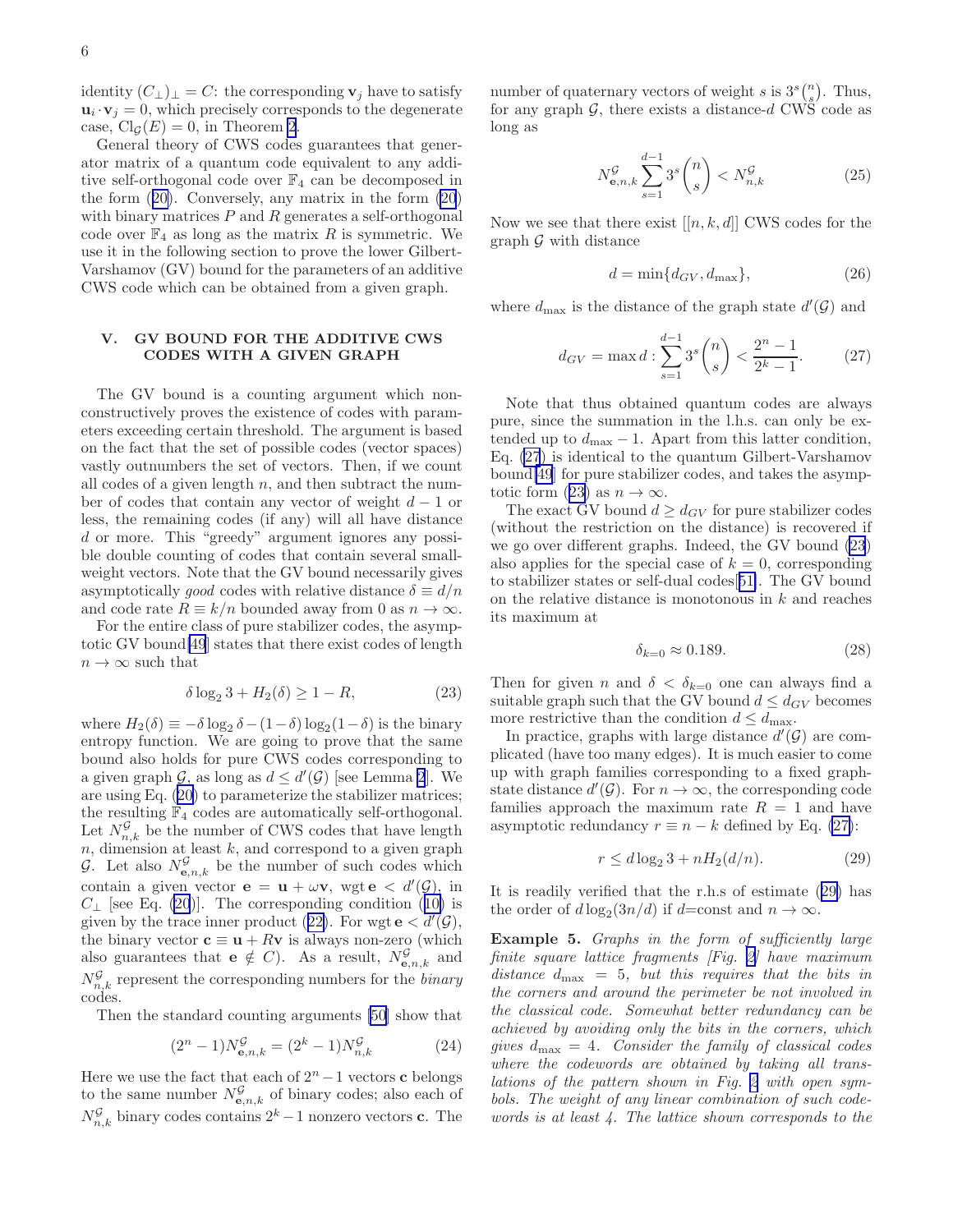identity $(C_\perp)_\perp = C$: the corresponding $\mathbf{v}_j$ have to satisfy $\mathbf{u}_i \cdot \mathbf{v}_j = 0$, which precisely corresponds to the degenerate case, $\mathrm{Cl}_\mathcal{G}(E) = 0$, in Theorem 2.

General theory of CWS codes guarantees that generator matrix of a quantum code equivalent to any additive self-orthogonal code over $\mathbb{F}_4$ can be decomposed in the form (20). Conversely, any matrix in the form (20) with binary matrices $P$ and $R$ generates a self-orthogonal code over $\mathbb{F}_4$ as long as the matrix $R$ is symmetric. We use it in the following section to prove the lower Gilbert-Varshamov (GV) bound for the parameters of an additive CWS code which can be obtained from a given graph.

## V. GV BOUND FOR THE ADDITIVE CWS CODES WITH A GIVEN GRAPH

The GV bound is a counting argument which nonconstructively proves the existence of codes with parameters exceeding certain threshold. The argument is based on the fact that the set of possible codes (vector spaces) vastly outnumbers the set of vectors. Then, if we count all codes of a given length $n$, and then subtract the number of codes that contain any vector of weight $d-1$ or less, the remaining codes (if any) will all have distance $d$ or more. This "greedy" argument ignores any possible double counting of codes that contain several small-weight vectors. Note that the GV bound necessarily gives asymptotically *good* codes with relative distance $\delta \equiv d/n$ and code rate $R \equiv k/n$ bounded away from 0 as $n \to \infty$.

For the entire class of pure stabilizer codes, the asymptotic GV bound[49] states that there exist codes of length $n \to \infty$ such that

$$\delta \log_2 3 + H_2(\delta) \geq 1 - R, \tag{23}$$

where $H_2(\delta) \equiv -\delta \log_2 \delta - (1-\delta)\log_2(1-\delta)$ is the binary entropy function. We are going to prove that the same bound also holds for pure CWS codes corresponding to a given graph $\mathcal{G}$, as long as $d \leq d'(\mathcal{G})$ [see Lemma 2]. We are using Eq. (20) to parameterize the stabilizer matrices; the resulting $\mathbb{F}_4$ codes are automatically self-orthogonal. Let $N^{\mathcal{G}}_{n,k}$ be the number of CWS codes that have length $n$, dimension at least $k$, and correspond to a given graph $\mathcal{G}$. Let also $N^{\mathcal{G}}_{\mathbf{e},n,k}$ be the number of such codes which contain a given vector $\mathbf{e} = \mathbf{u} + \omega \mathbf{v}$, $\mathrm{wgt}\,\mathbf{e} < d'(\mathcal{G})$, in $C_\perp$ [see Eq. (20)]. The corresponding condition (10) is given by the trace inner product (22). For $\mathrm{wgt}\,\mathbf{e} < d'(\mathcal{G})$, the binary vector $\mathbf{c} \equiv \mathbf{u} + R\mathbf{v}$ is always non-zero (which also guarantees that $\mathbf{e} \notin C$). As a result, $N^{\mathcal{G}}_{\mathbf{e},n,k}$ and $N^{\mathcal{G}}_{n,k}$ represent the corresponding numbers for the *binary* codes.

Then the standard counting arguments [50] show that

$$(2^n - 1) N^{\mathcal{G}}_{\mathbf{e},n,k} = (2^k - 1) N^{\mathcal{G}}_{n,k} \tag{24}$$

Here we use the fact that each of $2^n - 1$ vectors $\mathbf{c}$ belongs to the same number $N^{\mathcal{G}}_{\mathbf{e},n,k}$ of binary codes; also each of $N^{\mathcal{G}}_{n,k}$ binary codes contains $2^k - 1$ nonzero vectors $\mathbf{c}$. The number of quaternary vectors of weight $s$ is $3^s \binom{n}{s}$. Thus, for any graph $\mathcal{G}$, there exists a distance-$d$ CWS code as long as

$$N^{\mathcal{G}}_{\mathbf{e},n,k} \sum_{s=1}^{d-1} 3^s \binom{n}{s} < N^{\mathcal{G}}_{n,k} \tag{25}$$

Now we see that there exist $[[n,k,d]]$ CWS codes for the graph $\mathcal{G}$ with distance

$$d = \min\{d_{GV}, d_{\max}\}, \tag{26}$$

where $d_{\max}$ is the distance of the graph state $d'(\mathcal{G})$ and

$$d_{GV} = \max d : \sum_{s=1}^{d-1} 3^s \binom{n}{s} < \frac{2^n - 1}{2^k - 1}. \tag{27}$$

Note that thus obtained quantum codes are always pure, since the summation in the l.h.s. can only be extended up to $d_{\max} - 1$. Apart from this latter condition, Eq. (27) is identical to the quantum Gilbert-Varshamov bound[49] for pure stabilizer codes, and takes the asymptotic form (23) as $n \to \infty$.

The exact GV bound $d \geq d_{GV}$ for pure stabilizer codes (without the restriction on the distance) is recovered if we go over different graphs. Indeed, the GV bound (23) also applies for the special case of $k = 0$, corresponding to stabilizer states or self-dual codes[51]. The GV bound on the relative distance is monotonous in $k$ and reaches its maximum at

$$\delta_{k=0} \approx 0.189. \tag{28}$$

Then for given $n$ and $\delta < \delta_{k=0}$ one can always find a suitable graph such that the GV bound $d \leq d_{GV}$ becomes more restrictive than the condition $d \leq d_{\max}$.

In practice, graphs with large distance $d'(\mathcal{G})$ are complicated (have too many edges). It is much easier to come up with graph families corresponding to a fixed graph-state distance $d'(\mathcal{G})$. For $n \to \infty$, the corresponding code families approach the maximum rate $R = 1$ and have asymptotic redundancy $r \equiv n - k$ defined by Eq. (27):

$$r \leq d \log_2 3 + n H_2(d/n). \tag{29}$$

It is readily verified that the r.h.s of estimate (29) has the order of $d \log_2(3n/d)$ if $d$=const and $n \to \infty$.

**Example 5.** *Graphs in the form of sufficiently large finite square lattice fragments [Fig. 2] have maximum distance $d_{\max} = 5$, but this requires that the bits in the corners and around the perimeter be not involved in the classical code. Somewhat better redundancy can be achieved by avoiding only the bits in the corners, which gives $d_{\max} = 4$. Consider the family of classical codes where the codewords are obtained by taking all translations of the pattern shown in Fig. 2 with open symbols. The weight of any linear combination of such codewords is at least 4. The lattice shown corresponds to the*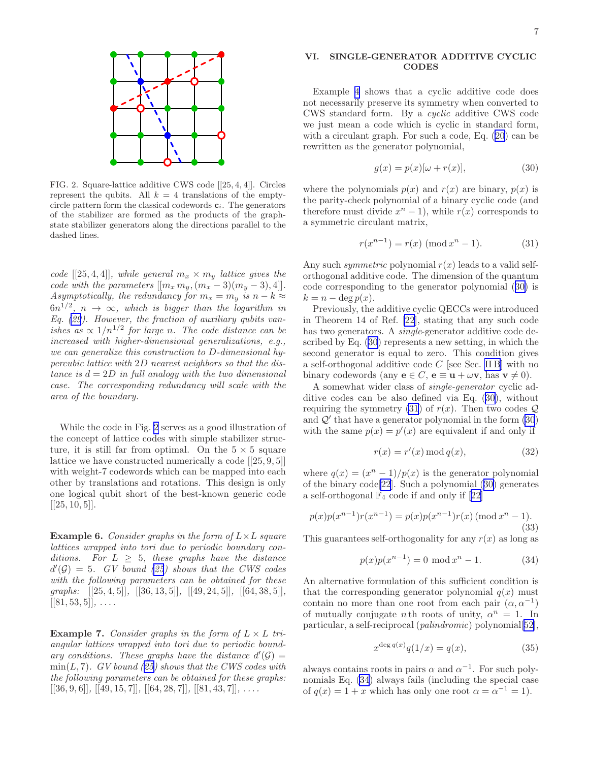FIG. 2. Square-lattice additive CWS code [[25, 4, 4]]. Circles represent the qubits. All $k = 4$ translations of the empty-circle pattern form the classical codewords $\mathbf{c}_i$. The generators of the stabilizer are formed as the products of the graph-state stabilizer generators along the directions parallel to the dashed lines.

*code [[25, 4, 4]], while general $m_x \times m_y$ lattice gives the code with the parameters $[[m_x\, m_y, (m_x - 3)(m_y - 3), 4]]$. Asymptotically, the redundancy for $m_x = m_y$ is $n - k \approx 6n^{1/2}$, $n \to \infty$, which is bigger than the logarithm in Eq. (29). However, the fraction of auxiliary qubits vanishes as $\propto 1/n^{1/2}$ for large $n$. The code distance can be increased with higher-dimensional generalizations, e.g., we can generalize this construction to $D$-dimensional hypercubic lattice with $2D$ nearest neighbors so that the distance is $d = 2D$ in full analogy with the two dimensional case. The corresponding redundancy will scale with the area of the boundary.*

While the code in Fig. 2 serves as a good illustration of the concept of lattice codes with simple stabilizer structure, it is still far from optimal. On the $5 \times 5$ square lattice we have constructed numerically a code [[25, 9, 5]] with weight-7 codewords which can be mapped into each other by translations and rotations. This design is only one logical qubit short of the best-known generic code [[25, 10, 5]].

**Example 6.** *Consider graphs in the form of $L\times L$ square lattices wrapped into tori due to periodic boundary conditions. For $L \geq 5$, these graphs have the distance $d'(\mathcal{G}) = 5$. GV bound (25) shows that the CWS codes with the following parameters can be obtained for these graphs: [[25, 4, 5]], [[36, 13, 5]], [[49, 24, 5]], [[64, 38, 5]], [[81, 53, 5]], ....*

**Example 7.** *Consider graphs in the form of $L \times L$ triangular lattices wrapped into tori due to periodic boundary conditions. These graphs have the distance $d'(\mathcal{G}) = \min(L, 7)$. GV bound (25) shows that the CWS codes with the following parameters can be obtained for these graphs: [[36, 9, 6]], [[49, 15, 7]], [[64, 28, 7]], [[81, 43, 7]], ....*

## VI. SINGLE-GENERATOR ADDITIVE CYCLIC CODES

Example 4 shows that a cyclic additive code does not necessarily preserve its symmetry when converted to CWS standard form. By a *cyclic* additive CWS code we just mean a code which is cyclic in standard form, with a circulant graph. For such a code, Eq. (20) can be rewritten as the generator polynomial,

$$g(x) = p(x)[\omega + r(x)], \tag{30}$$

where the polynomials $p(x)$ and $r(x)$ are binary, $p(x)$ is the parity-check polynomial of a binary cyclic code (and therefore must divide $x^n - 1$), while $r(x)$ corresponds to a symmetric circulant matrix,

$$r(x^{n-1}) = r(x) \pmod{x^n - 1}. \tag{31}$$

Any such *symmetric* polynomial $r(x)$ leads to a valid self-orthogonal additive code. The dimension of the quantum code corresponding to the generator polynomial (30) is $k = n - \deg p(x)$.

Previously, the additive cyclic QECCs were introduced in Theorem 14 of Ref. [22], stating that any such code has two generators. A *single*-generator additive code described by Eq. (30) represents a new setting, in which the second generator is equal to zero. This condition gives a self-orthogonal additive code $C$ [see Sec. II B] with no binary codewords (any $\mathbf{e} \in C$, $\mathbf{e} \equiv \mathbf{u} + \omega\mathbf{v}$, has $\mathbf{v} \neq 0$).

A somewhat wider class of *single-generator* cyclic additive codes can be also defined via Eq. (30), without requiring the symmetry (31) of $r(x)$. Then two codes $\mathcal{Q}$ and $\mathcal{Q}'$ that have a generator polynomial in the form (30) with the same $p(x) = p'(x)$ are equivalent if and only if

$$r(x) = r'(x) \bmod q(x), \tag{32}$$

where $q(x) = (x^n - 1)/p(x)$ is the generator polynomial of the binary code[22]. Such a polynomial (30) generates a self-orthogonal $\mathbb{F}_4$ code if and only if [22]

$$p(x)p(x^{n-1})r(x^{n-1}) = p(x)p(x^{n-1})r(x) \pmod{x^n - 1}. \tag{33}$$

This guarantees self-orthogonality for any $r(x)$ as long as

$$p(x)p(x^{n-1}) = 0 \bmod x^n - 1. \tag{34}$$

An alternative formulation of this sufficient condition is that the corresponding generator polynomial $q(x)$ must contain no more than one root from each pair $(\alpha, \alpha^{-1})$ of mutually conjugate $n$th roots of unity, $\alpha^n = 1$. In particular, a self-reciprocal (*palindromic*) polynomial[52],

$$x^{\deg q(x)} q(1/x) = q(x), \tag{35}$$

always contains roots in pairs $\alpha$ and $\alpha^{-1}$. For such polynomials Eq. (34) always fails (including the special case of $q(x) = 1 + x$ which has only one root $\alpha = \alpha^{-1} = 1$).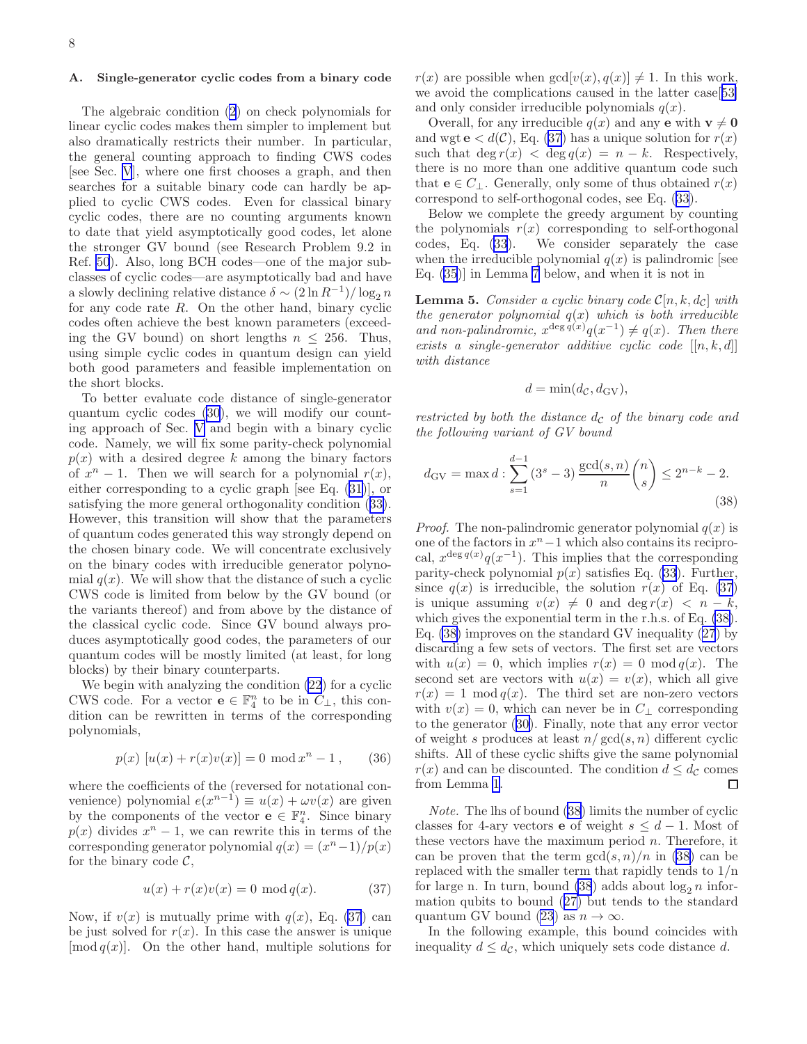### A. Single-generator cyclic codes from a binary code

The algebraic condition (2) on check polynomials for linear cyclic codes makes them simpler to implement but also dramatically restricts their number. In particular, the general counting approach to finding CWS codes [see Sec. V], where one first chooses a graph, and then searches for a suitable binary code can hardly be applied to cyclic CWS codes. Even for classical binary cyclic codes, there are no counting arguments known to date that yield asymptotically good codes, let alone the stronger GV bound (see Research Problem 9.2 in Ref. [50]). Also, long BCH codes—one of the major subclasses of cyclic codes—are asymptotically bad and have a slowly declining relative distance $\delta \sim (2\ln R^{-1})/\log_2 n$ for any code rate $R$. On the other hand, binary cyclic codes often achieve the best known parameters (exceeding the GV bound) on short lengths $n \leq 256$. Thus, using simple cyclic codes in quantum design can yield both good parameters and feasible implementation on the short blocks.

To better evaluate code distance of single-generator quantum cyclic codes (30), we will modify our counting approach of Sec. V and begin with a binary cyclic code. Namely, we will fix some parity-check polynomial $p(x)$ with a desired degree $k$ among the binary factors of $x^n - 1$. Then we will search for a polynomial $r(x)$, either corresponding to a cyclic graph [see Eq. (31)], or satisfying the more general orthogonality condition (33). However, this transition will show that the parameters of quantum codes generated this way strongly depend on the chosen binary code. We will concentrate exclusively on the binary codes with irreducible generator polynomial $q(x)$. We will show that the distance of such a cyclic CWS code is limited from below by the GV bound (or the variants thereof) and from above by the distance of the classical cyclic code. Since GV bound always produces asymptotically good codes, the parameters of our quantum codes will be mostly limited (at least, for long blocks) by their binary counterparts.

We begin with analyzing the condition (22) for a cyclic CWS code. For a vector $\mathbf{e} \in \mathbb{F}_4^n$ to be in $C_\perp$, this condition can be rewritten in terms of the corresponding polynomials,

$$p(x)\ [u(x) + r(x)v(x)] = 0 \bmod x^n - 1\,, \qquad (36)$$

where the coefficients of the (reversed for notational convenience) polynomial $e(x^{n-1}) \equiv u(x) + \omega v(x)$ are given by the components of the vector $\mathbf{e} \in \mathbb{F}_4^n$. Since binary $p(x)$ divides $x^n - 1$, we can rewrite this in terms of the corresponding generator polynomial $q(x) = (x^n - 1)/p(x)$ for the binary code $\mathcal{C}$,

$$u(x) + r(x)v(x) = 0 \bmod q(x). \qquad (37)$$

Now, if $v(x)$ is mutually prime with $q(x)$, Eq. (37) can be just solved for $r(x)$. In this case the answer is unique $[\bmod\, q(x)]$. On the other hand, multiple solutions for $r(x)$ are possible when $\gcd[v(x), q(x)] \neq 1$. In this work, we avoid the complications caused in the latter case[53] and only consider irreducible polynomials $q(x)$.

Overall, for any irreducible $q(x)$ and any $\mathbf{e}$ with $\mathbf{v} \neq \mathbf{0}$ and $\mathrm{wgt}\,\mathbf{e} < d(\mathcal{C})$, Eq. (37) has a unique solution for $r(x)$ such that $\deg r(x) < \deg q(x) = n - k$. Respectively, there is no more than one additive quantum code such that $\mathbf{e} \in C_\perp$. Generally, only some of thus obtained $r(x)$ correspond to self-orthogonal codes, see Eq. (33).

Below we complete the greedy argument by counting the polynomials $r(x)$ corresponding to self-orthogonal codes, Eq. (33). We consider separately the case when the irreducible polynomial $q(x)$ is palindromic [see Eq. (35)] in Lemma 7 below, and when it is not in

**Lemma 5.** *Consider a cyclic binary code $\mathcal{C}[n, k, d_\mathcal{C}]$ with the generator polynomial $q(x)$ which is both irreducible and non-palindromic, $x^{\deg q(x)} q(x^{-1}) \neq q(x)$. Then there exists a single-generator additive cyclic code $[[n, k, d]]$ with distance*

$$d = \min(d_\mathcal{C}, d_\mathrm{GV}),$$

*restricted by both the distance $d_\mathcal{C}$ of the binary code and the following variant of GV bound*

$$d_\mathrm{GV} = \max d : \sum_{s=1}^{d-1} (3^s - 3)\, \frac{\gcd(s,n)}{n} \binom{n}{s} \leq 2^{n-k} - 2. \qquad (38)$$

*Proof.* The non-palindromic generator polynomial $q(x)$ is one of the factors in $x^n - 1$ which also contains its reciprocal, $x^{\deg q(x)} q(x^{-1})$. This implies that the corresponding parity-check polynomial $p(x)$ satisfies Eq. (33). Further, since $q(x)$ is irreducible, the solution $r(x)$ of Eq. (37) is unique assuming $v(x) \neq 0$ and $\deg r(x) < n - k$, which gives the exponential term in the r.h.s. of Eq. (38). Eq. (38) improves on the standard GV inequality (27) by discarding a few sets of vectors. The first set are vectors with $u(x) = 0$, which implies $r(x) = 0 \bmod q(x)$. The second set are vectors with $u(x) = v(x)$, which all give $r(x) = 1 \bmod q(x)$. The third set are non-zero vectors with $v(x) = 0$, which can never be in $C_\perp$ corresponding to the generator (30). Finally, note that any error vector of weight $s$ produces at least $n/\gcd(s,n)$ different cyclic shifts. All of these cyclic shifts give the same polynomial $r(x)$ and can be discounted. The condition $d \leq d_\mathcal{C}$ comes from Lemma 1. ◻

*Note.* The lhs of bound (38) limits the number of cyclic classes for 4-ary vectors $\mathbf{e}$ of weight $s \leq d - 1$. Most of these vectors have the maximum period $n$. Therefore, it can be proven that the term $\gcd(s,n)/n$ in (38) can be replaced with the smaller term that rapidly tends to 1/n for large n. In turn, bound (38) adds about $\log_2 n$ information qubits to bound (27) but tends to the standard quantum GV bound (23) as $n \to \infty$.

In the following example, this bound coincides with inequality $d \leq d_\mathcal{C}$, which uniquely sets code distance $d$.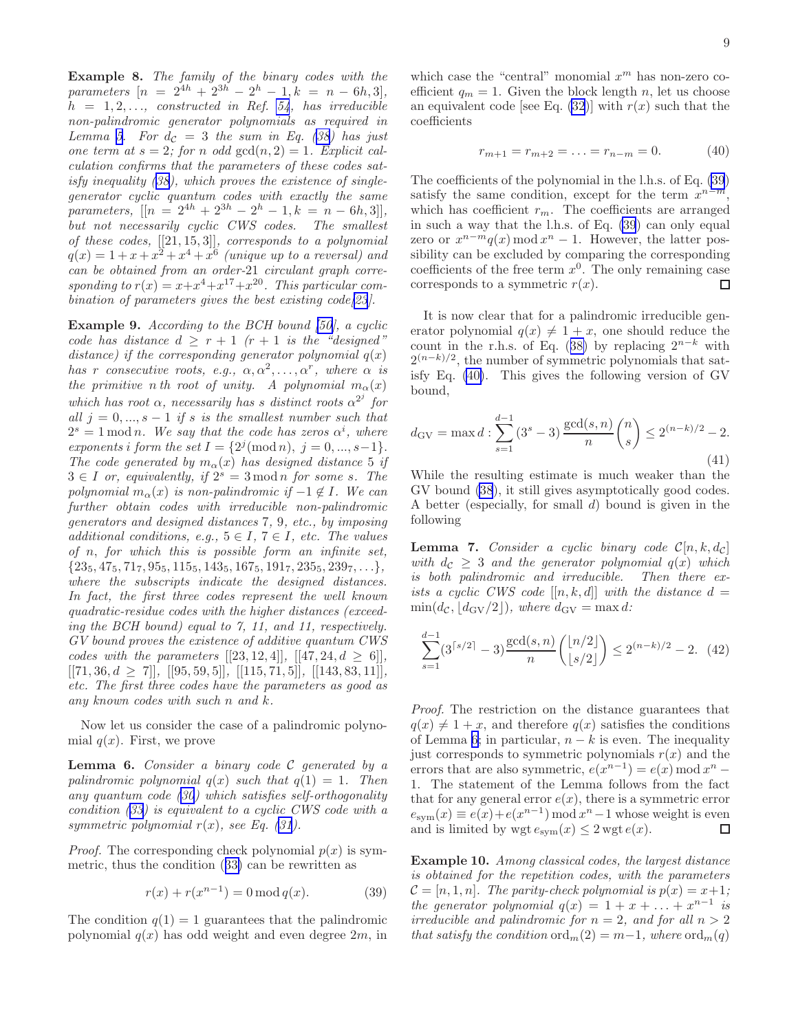**Example 8.** *The family of the binary codes with the parameters $[n = 2^{4h} + 2^{3h} - 2^h - 1, k = n - 6h, 3]$, $h = 1, 2, \ldots$, constructed in Ref. [54], has irreducible non-palindromic generator polynomials as required in Lemma 5. For $d_\mathcal{C} = 3$ the sum in Eq. (38) has just one term at $s = 2$; for $n$ odd $\gcd(n, 2) = 1$. Explicit calculation confirms that the parameters of these codes satisfy inequality (38), which proves the existence of single-generator cyclic quantum codes with exactly the same parameters, $[[n = 2^{4h} + 2^{3h} - 2^h - 1, k = n - 6h, 3]]$, but not necessarily cyclic CWS codes. The smallest of these codes, $[[21, 15, 3]]$, corresponds to a polynomial $q(x) = 1 + x + x^2 + x^4 + x^6$ (unique up to a reversal) and can be obtained from an order-21 circulant graph corresponding to $r(x) = x + x^4 + x^{17} + x^{20}$. This particular combination of parameters gives the best existing code[23].*

**Example 9.** *According to the BCH bound [50], a cyclic code has distance $d \geq r + 1$ ($r + 1$ is the "designed" distance) if the corresponding generator polynomial $q(x)$ has $r$ consecutive roots, e.g., $\alpha, \alpha^2, \ldots, \alpha^r$, where $\alpha$ is the primitive $n$ th root of unity. A polynomial $m_\alpha(x)$ which has root $\alpha$, necessarily has $s$ distinct roots $\alpha^{2^j}$ for all $j = 0, ..., s - 1$ if $s$ is the smallest number such that $2^s = 1 \bmod n$. We say that the code has zeros $\alpha^i$, where exponents $i$ form the set $I = \{2^j (\bmod n),\ j = 0, ..., s - 1\}$. The code generated by $m_\alpha(x)$ has designed distance 5 if $3 \in I$ or, equivalently, if $2^s = 3 \bmod n$ for some $s$. The polynomial $m_\alpha(x)$ is non-palindromic if $-1 \notin I$. We can further obtain codes with irreducible non-palindromic generators and designed distances 7, 9, etc., by imposing additional conditions, e.g., $5 \in I$, $7 \in I$, etc. The values of $n$, for which this is possible form an infinite set, $\{23_5, 47_5, 71_7, 95_5, 115_5, 143_5, 167_5, 191_7, 235_5, 239_7, \ldots\}$, where the subscripts indicate the designed distances. In fact, the first three codes represent the well known quadratic-residue codes with the higher distances (exceeding the BCH bound) equal to 7, 11, and 11, respectively. GV bound proves the existence of additive quantum CWS codes with the parameters $[[23, 12, 4]]$, $[[47, 24, d \geq 6]]$, $[[71, 36, d \geq 7]]$, $[[95, 59, 5]]$, $[[115, 71, 5]]$, $[[143, 83, 11]]$, etc. The first three codes have the parameters as good as any known codes with such $n$ and $k$.*

Now let us consider the case of a palindromic polynomial $q(x)$. First, we prove

**Lemma 6.** *Consider a binary code $\mathcal{C}$ generated by a palindromic polynomial $q(x)$ such that $q(1) = 1$. Then any quantum code (30) which satisfies self-orthogonality condition (33) is equivalent to a cyclic CWS code with a symmetric polynomial $r(x)$, see Eq. (31).*

*Proof.* The corresponding check polynomial $p(x)$ is symmetric, thus the condition (33) can be rewritten as

$$r(x) + r(x^{n-1}) = 0 \bmod q(x). \tag{39}$$

The condition $q(1) = 1$ guarantees that the palindromic polynomial $q(x)$ has odd weight and even degree $2m$, in which case the "central" monomial $x^m$ has non-zero coefficient $q_m = 1$. Given the block length $n$, let us choose an equivalent code [see Eq. (32)] with $r(x)$ such that the coefficients

$$r_{m+1} = r_{m+2} = \ldots = r_{n-m} = 0. \tag{40}$$

The coefficients of the polynomial in the l.h.s. of Eq. (39) satisfy the same condition, except for the term $x^{n-m}$, which has coefficient $r_m$. The coefficients are arranged in such a way that the l.h.s. of Eq. (39) can only equal zero or $x^{n-m} q(x) \bmod x^n - 1$. However, the latter possibility can be excluded by comparing the corresponding coefficients of the free term $x^0$. The only remaining case corresponds to a symmetric $r(x)$. ◻

It is now clear that for a palindromic irreducible generator polynomial $q(x) \neq 1 + x$, one should reduce the count in the r.h.s. of Eq. (38) by replacing $2^{n-k}$ with $2^{(n-k)/2}$, the number of symmetric polynomials that satisfy Eq. (40). This gives the following version of GV bound,

$$d_{\rm GV} = \max d : \sum_{s=1}^{d-1} (3^s - 3) \frac{\gcd(s, n)}{n} \binom{n}{s} \leq 2^{(n-k)/2} - 2. \tag{41}$$

While the resulting estimate is much weaker than the GV bound (38), it still gives asymptotically good codes. A better (especially, for small $d$) bound is given in the following

**Lemma 7.** *Consider a cyclic binary code $\mathcal{C}[n, k, d_\mathcal{C}]$ with $d_\mathcal{C} \geq 3$ and the generator polynomial $q(x)$ which are both palindromic and irreducible. Then there exists a cyclic CWS code $[[n, k, d]]$ with the distance $d = \min(d_\mathcal{C}, \lfloor d_{\rm GV}/2 \rfloor)$, where $d_{\rm GV} = \max d$:*

$$\sum_{s=1}^{d-1} (3^{\lceil s/2 \rceil} - 3) \frac{\gcd(s, n)}{n} \binom{\lfloor n/2 \rfloor}{\lfloor s/2 \rfloor} \leq 2^{(n-k)/2} - 2. \tag{42}$$

*Proof.* The restriction on the distance guarantees that $q(x) \neq 1 + x$, and therefore $q(x)$ satisfies the conditions of Lemma 6; in particular, $n - k$ is even. The inequality just corresponds to symmetric polynomials $r(x)$ and the errors that are also symmetric, $e(x^{n-1}) = e(x) \bmod x^n - 1$. The statement of the Lemma follows from the fact that for any general error $e(x)$, there is a symmetric error $e_{\rm sym}(x) \equiv e(x) + e(x^{n-1}) \bmod x^n - 1$ whose weight is even and is limited by $\operatorname{wgt} e_{\rm sym}(x) \leq 2 \operatorname{wgt} e(x)$. ◻

**Example 10.** *Among classical codes, the largest distance is obtained for the repetition codes, with the parameters $\mathcal{C} = [n, 1, n]$. The parity-check polynomial is $p(x) = x + 1$; the generator polynomial $q(x) = 1 + x + \ldots + x^{n-1}$ is irreducible and palindromic for $n = 2$, and for all $n > 2$ that satisfy the condition $\operatorname{ord}_m(2) = m - 1$, where $\operatorname{ord}_m(q)$*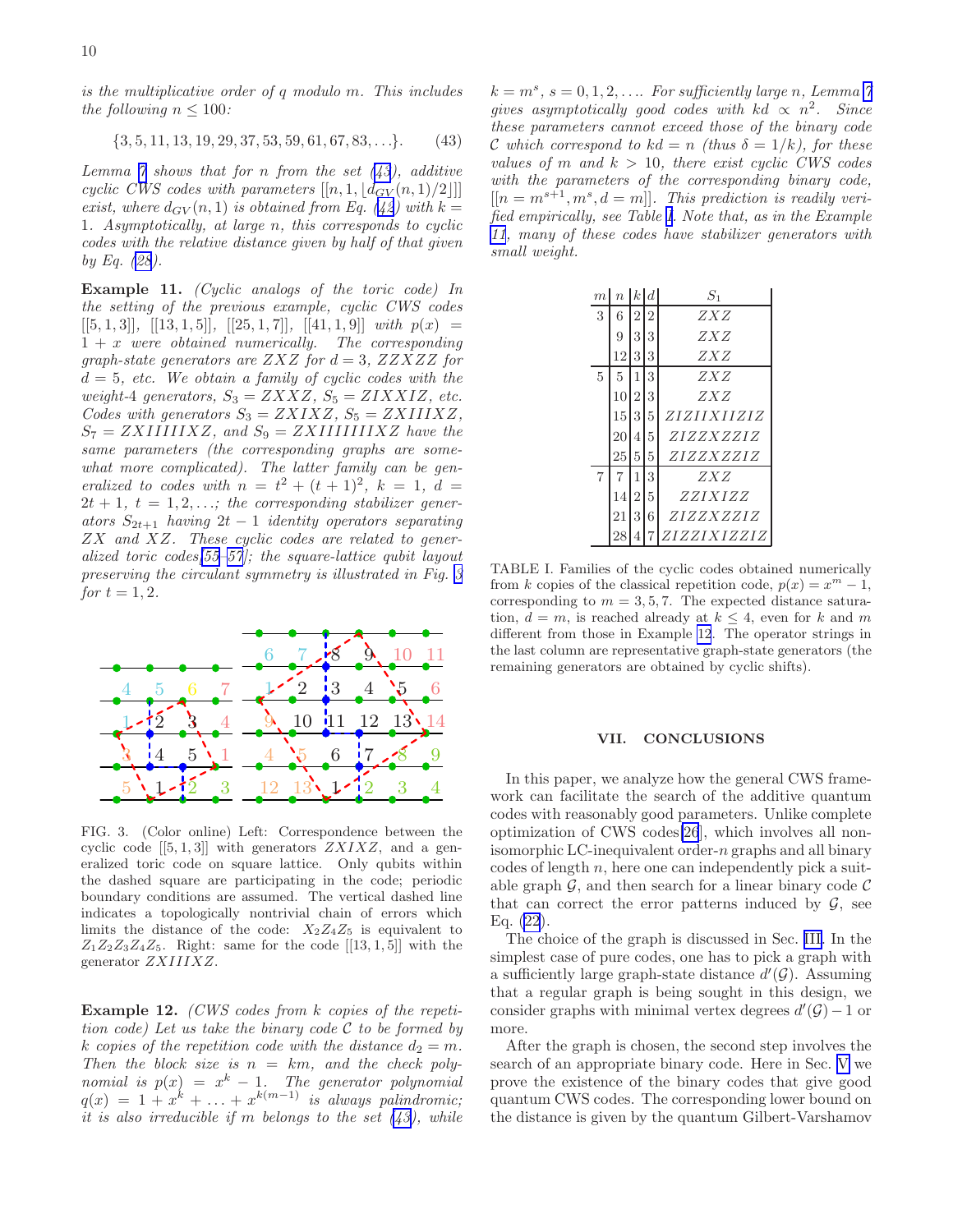*is the multiplicative order of $q$ modulo $m$. This includes the following $n \le 100$:*

$$\{3, 5, 11, 13, 19, 29, 37, 53, 59, 61, 67, 83, \ldots\}. \tag{43}$$

*Lemma 7 shows that for $n$ from the set (43), additive cyclic CWS codes with parameters $[[n, 1, \lfloor d_{GV}(n, 1)/2 \rfloor]]$ exist, where $d_{GV}(n, 1)$ is obtained from Eq. (42) with $k = 1$. Asymptotically, at large $n$, this corresponds to cyclic codes with the relative distance given by half of that given by Eq. (28).*

**Example 11.** *(Cyclic analogs of the toric code) In the setting of the previous example, cyclic CWS codes $[[5, 1, 3]]$, $[[13, 1, 5]]$, $[[25, 1, 7]]$, $[[41, 1, 9]]$ with $p(x) = 1 + x$ were obtained numerically. The corresponding graph-state generators are $ZXZ$ for $d = 3$, $ZZXZZ$ for $d = 5$, etc. We obtain a family of cyclic codes with the weight-4 generators, $S_3 = ZXXZ$, $S_5 = ZIXXIZ$, etc. Codes with generators $S_3 = ZXIXZ$, $S_5 = ZXIIIXZ$, $S_7 = ZXIIIIIXZ$, and $S_9 = ZXIIIIIIIXZ$ have the same parameters (the corresponding graphs are somewhat more complicated). The latter family can be generalized to codes with $n = t^2 + (t+1)^2$, $k = 1$, $d = 2t + 1$, $t = 1, 2, \ldots$; the corresponding stabilizer generators $S_{2t+1}$ having $2t - 1$ identity operators separating $ZX$ and $XZ$. These cyclic codes are related to generalized toric codes[55–57]; the square-lattice qubit layout preserving the circulant symmetry is illustrated in Fig. 3 for $t = 1, 2$.*

FIG. 3. (Color online) Left: Correspondence between the cyclic code $[[5, 1, 3]]$ with generators $ZXIXZ$, and a generalized toric code on square lattice. Only qubits within the dashed square are participating in the code; periodic boundary conditions are assumed. The vertical dashed line indicates a topologically nontrivial chain of errors which limits the distance of the code: $X_2Z_4Z_5$ is equivalent to $Z_1Z_2Z_3Z_4Z_5$. Right: same for the code $[[13, 1, 5]]$ with the generator $ZXIIIXZ$.

**Example 12.** *(CWS codes from $k$ copies of the repetition code) Let us take the binary code $\mathcal{C}$ to be formed by $k$ copies of the repetition code with the distance $d_2 = m$. Then the block size is $n = km$, and the check polynomial is $p(x) = x^k - 1$. The generator polynomial $q(x) = 1 + x^k + \ldots + x^{k(m-1)}$ is always palindromic; it is also irreducible if $m$ belongs to the set (43), while $k = m^s$, $s = 0, 1, 2, \ldots$. For sufficiently large $n$, Lemma 7 gives asymptotically good codes with $kd \propto n^2$. Since these parameters cannot exceed those of the binary code $\mathcal{C}$ which correspond to $kd = n$ (thus $\delta = 1/k$), for these values of $m$ and $k > 10$, there exist cyclic CWS codes with the parameters of the corresponding binary code, $[[n = m^{s+1}, m^s, d = m]]$. This prediction is readily verified empirically, see Table I. Note that, as in the Example 11, many of these codes have stabilizer generators with small weight.*

| $m$ | $n$ | $k$ | $d$ | $S_1$ |
|---|---|---|---|---|
| 3 | 6 | 2 | 2 | $ZXZ$ |
| | 9 | 3 | 3 | $ZXZ$ |
| | 12 | 3 | 3 | $ZXZ$ |
| 5 | 5 | 1 | 3 | $ZXZ$ |
| | 10 | 2 | 3 | $ZXZ$ |
| | 15 | 3 | 5 | $ZIZIIXIIZIZ$ |
| | 20 | 4 | 5 | $ZIZZXZZIZ$ |
| | 25 | 5 | 5 | $ZIZZXZZIZ$ |
| 7 | 7 | 1 | 3 | $ZXZ$ |
| | 14 | 2 | 5 | $ZZIXIZZ$ |
| | 21 | 3 | 6 | $ZIZZXZZIZ$ |
| | 28 | 4 | 7 | $ZIZZIXIZZIZ$ |

TABLE I. Families of the cyclic codes obtained numerically from $k$ copies of the classical repetition code, $p(x) = x^m - 1$, corresponding to $m = 3, 5, 7$. The expected distance saturation, $d = m$, is reached already at $k \le 4$, even for $k$ and $m$ different from those in Example 12. The operator strings in the last column are representative graph-state generators (the remaining generators are obtained by cyclic shifts).

## VII. CONCLUSIONS

In this paper, we analyze how the general CWS framework can facilitate the search of the additive quantum codes with reasonably good parameters. Unlike complete optimization of CWS codes[26], which involves all non-isomorphic LC-inequivalent order-$n$ graphs and all binary codes of length $n$, here one can independently pick a suitable graph $\mathcal{G}$, and then search for a linear binary code $\mathcal{C}$ that can correct the error patterns induced by $\mathcal{G}$, see Eq. (22).

The choice of the graph is discussed in Sec. III. In the simplest case of pure codes, one has to pick a graph with a sufficiently large graph-state distance $d'(\mathcal{G})$. Assuming that a regular graph is being sought in this design, we consider graphs with minimal vertex degrees $d'(\mathcal{G}) - 1$ or more.

After the graph is chosen, the second step involves the search of an appropriate binary code. Here in Sec. V we prove the existence of the binary codes that give good quantum CWS codes. The corresponding lower bound on the distance is given by the quantum Gilbert-Varshamov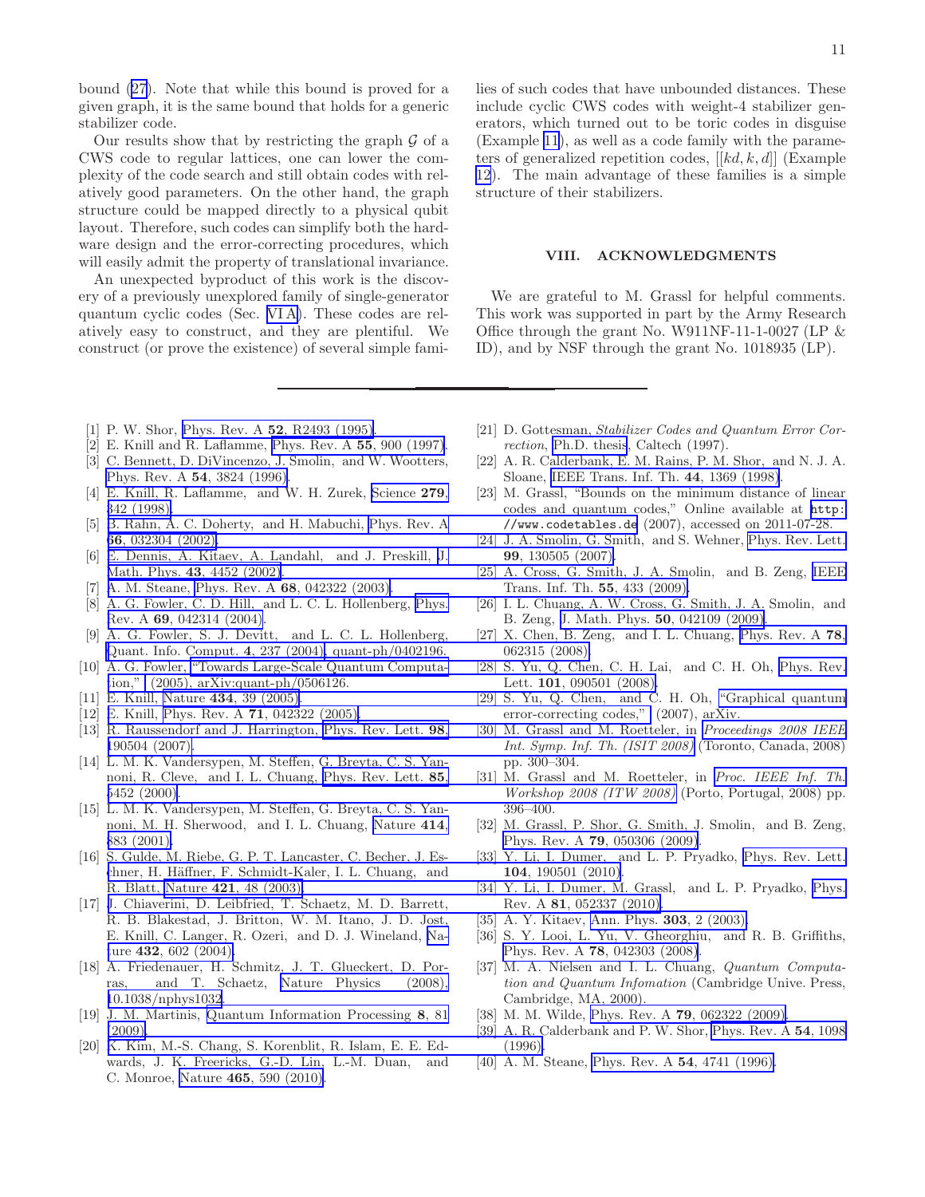bound (27). Note that while this bound is proved for a given graph, it is the same bound that holds for a generic stabilizer code.

Our results show that by restricting the graph $\mathcal{G}$ of a CWS code to regular lattices, one can lower the complexity of the code search and still obtain codes with relatively good parameters. On the other hand, the graph structure could be mapped directly to a physical qubit layout. Therefore, such codes can simplify both the hardware design and the error-correcting procedures, which will easily admit the property of translational invariance.

An unexpected byproduct of this work is the discovery of a previously unexplored family of single-generator quantum cyclic codes (Sec. VI A). These codes are relatively easy to construct, and they are plentiful. We construct (or prove the existence) of several simple families of such codes that have unbounded distances. These include cyclic CWS codes with weight-4 stabilizer generators, which turned out to be toric codes in disguise (Example 11), as well as a code family with the parameters of generalized repetition codes, $[[kd, k, d]]$ (Example 12). The main advantage of these families is a simple structure of their stabilizers.

## VIII. ACKNOWLEDGMENTS

We are grateful to M. Grassl for helpful comments. This work was supported in part by the Army Research Office through the grant No. W911NF-11-1-0027 (LP & ID), and by NSF through the grant No. 1018935 (LP).

---

[1] P. W. Shor, Phys. Rev. A **52**, R2493 (1995).
[2] E. Knill and R. Laflamme, Phys. Rev. A **55**, 900 (1997).
[3] C. Bennett, D. DiVincenzo, J. Smolin, and W. Wootters, Phys. Rev. A **54**, 3824 (1996).
[4] E. Knill, R. Laflamme, and W. H. Zurek, Science **279**, 342 (1998).
[5] B. Rahn, A. C. Doherty, and H. Mabuchi, Phys. Rev. A **66**, 032304 (2002).
[6] E. Dennis, A. Kitaev, A. Landahl, and J. Preskill, J. Math. Phys. **43**, 4452 (2002).
[7] A. M. Steane, Phys. Rev. A **68**, 042322 (2003).
[8] A. G. Fowler, C. D. Hill, and L. C. L. Hollenberg, Phys. Rev. A **69**, 042314 (2004).
[9] A. G. Fowler, S. J. Devitt, and L. C. L. Hollenberg, Quant. Info. Comput. **4**, 237 (2004), quant-ph/0402196.
[10] A. G. Fowler, "Towards Large-Scale Quantum Computation," (2005), arXiv:quant-ph/0506126.
[11] E. Knill, Nature **434**, 39 (2005).
[12] E. Knill, Phys. Rev. A **71**, 042322 (2005).
[13] R. Raussendorf and J. Harrington, Phys. Rev. Lett. **98**, 190504 (2007).
[14] L. M. K. Vandersypen, M. Steffen, G. Breyta, C. S. Yannoni, R. Cleve, and I. L. Chuang, Phys. Rev. Lett. **85**, 5452 (2000).
[15] L. M. K. Vandersypen, M. Steffen, G. Breyta, C. S. Yannoni, M. H. Sherwood, and I. L. Chuang, Nature **414**, 883 (2001).
[16] S. Gulde, M. Riebe, G. P. T. Lancaster, C. Becher, J. Eschner, H. Häffner, F. Schmidt-Kaler, I. L. Chuang, and R. Blatt, Nature **421**, 48 (2003).
[17] J. Chiaverini, D. Leibfried, T. Schaetz, M. D. Barrett, R. B. Blakestad, J. Britton, W. M. Itano, J. D. Jost, E. Knill, C. Langer, R. Ozeri, and D. J. Wineland, Nature **432**, 602 (2004).
[18] A. Friedenauer, H. Schmitz, J. T. Glueckert, D. Porras, and T. Schaetz, Nature Physics (2008), 10.1038/nphys1032.
[19] J. M. Martinis, Quantum Information Processing **8**, 81 (2009).
[20] K. Kim, M.-S. Chang, S. Korenblit, R. Islam, E. E. Edwards, J. K. Freericks, G.-D. Lin, L.-M. Duan, and C. Monroe, Nature **465**, 590 (2010).
[21] D. Gottesman, *Stabilizer Codes and Quantum Error Correction*, Ph.D. thesis, Caltech (1997).
[22] A. R. Calderbank, E. M. Rains, P. M. Shor, and N. J. A. Sloane, IEEE Trans. Inf. Th. **44**, 1369 (1998).
[23] M. Grassl, "Bounds on the minimum distance of linear codes and quantum codes," Online available at http://www.codetables.de (2007), accessed on 2011-07-28.
[24] J. A. Smolin, G. Smith, and S. Wehner, Phys. Rev. Lett. **99**, 130505 (2007).
[25] A. Cross, G. Smith, J. A. Smolin, and B. Zeng, IEEE Trans. Inf. Th. **55**, 433 (2009).
[26] I. L. Chuang, A. W. Cross, G. Smith, J. A. Smolin, and B. Zeng, J. Math. Phys. **50**, 042109 (2009).
[27] X. Chen, B. Zeng, and I. L. Chuang, Phys. Rev. A **78**, 062315 (2008).
[28] S. Yu, Q. Chen, C. H. Lai, and C. H. Oh, Phys. Rev. Lett. **101**, 090501 (2008).
[29] S. Yu, Q. Chen, and C. H. Oh, "Graphical quantum error-correcting codes," (2007), arXiv.
[30] M. Grassl and M. Roetteler, in *Proceedings 2008 IEEE Int. Symp. Inf. Th. (ISIT 2008)* (Toronto, Canada, 2008) pp. 300–304.
[31] M. Grassl and M. Roetteler, in *Proc. IEEE Inf. Th. Workshop 2008 (ITW 2008)* (Porto, Portugal, 2008) pp. 396–400.
[32] M. Grassl, P. Shor, G. Smith, J. Smolin, and B. Zeng, Phys. Rev. A **79**, 050306 (2009).
[33] Y. Li, I. Dumer, and L. P. Pryadko, Phys. Rev. Lett. **104**, 190501 (2010).
[34] Y. Li, I. Dumer, M. Grassl, and L. P. Pryadko, Phys. Rev. A **81**, 052337 (2010).
[35] A. Y. Kitaev, Ann. Phys. **303**, 2 (2003).
[36] S. Y. Looi, L. Yu, V. Gheorghiu, and R. B. Griffiths, Phys. Rev. A **78**, 042303 (2008).
[37] M. A. Nielsen and I. L. Chuang, *Quantum Computation and Quantum Infomation* (Cambridge Unive. Press, Cambridge, MA, 2000).
[38] M. M. Wilde, Phys. Rev. A **79**, 062322 (2009).
[39] A. R. Calderbank and P. W. Shor, Phys. Rev. A **54**, 1098 (1996).
[40] A. M. Steane, Phys. Rev. A **54**, 4741 (1996).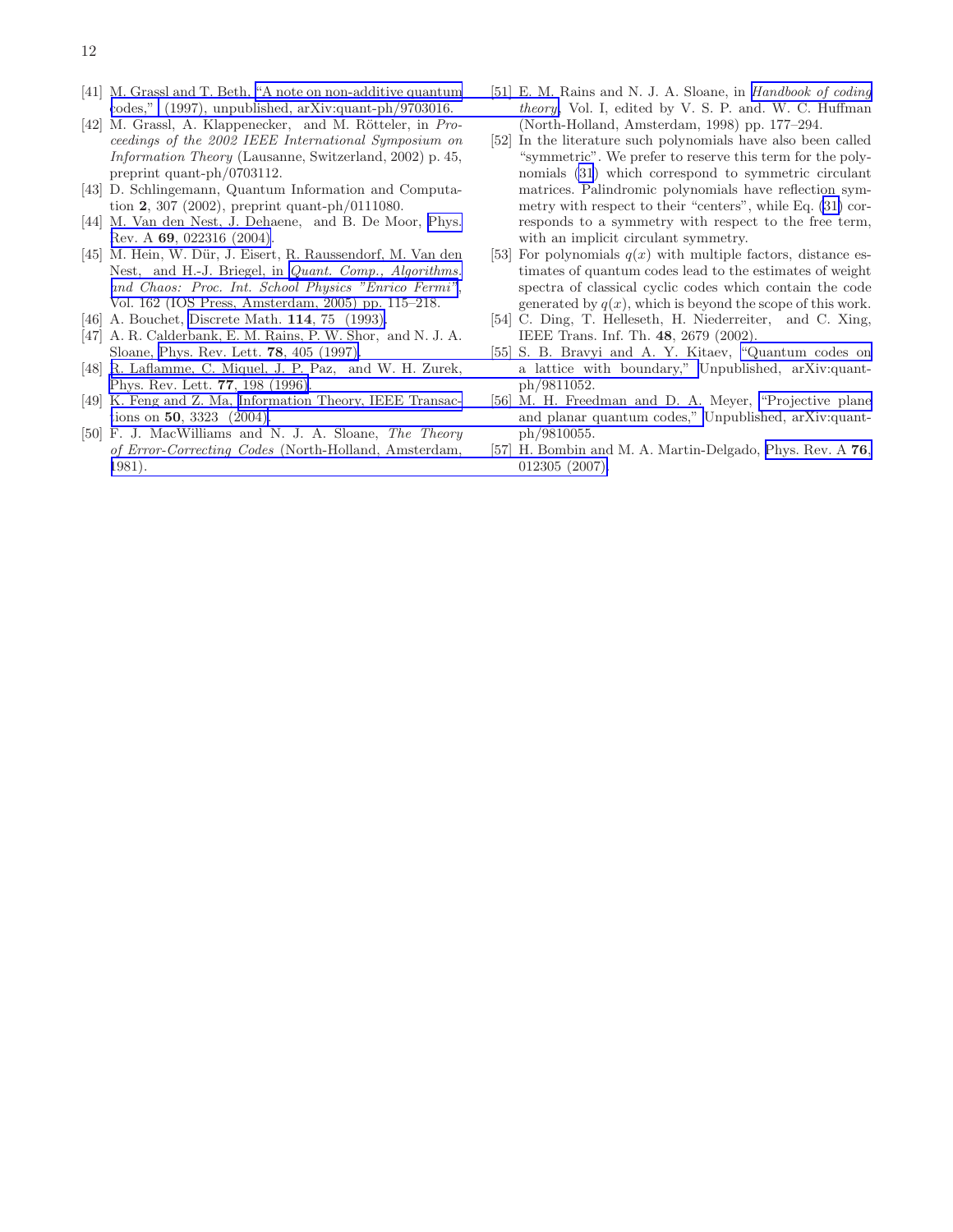[41] M. Grassl and T. Beth, "A note on non-additive quantum codes," (1997), unpublished, arXiv:quant-ph/9703016.

[42] M. Grassl, A. Klappenecker, and M. Rötteler, in *Proceedings of the 2002 IEEE International Symposium on Information Theory* (Lausanne, Switzerland, 2002) p. 45, preprint quant-ph/0703112.

[43] D. Schlingemann, Quantum Information and Computation **2**, 307 (2002), preprint quant-ph/0111080.

[44] M. Van den Nest, J. Dehaene, and B. De Moor, Phys. Rev. A **69**, 022316 (2004).

[45] M. Hein, W. Dür, J. Eisert, R. Raussendorf, M. Van den Nest, and H.-J. Briegel, in *Quant. Comp., Algorithms, and Chaos: Proc. Int. School Physics "Enrico Fermi"*, Vol. 162 (IOS Press, Amsterdam, 2005) pp. 115–218.

[46] A. Bouchet, Discrete Math. **114**, 75 (1993).

[47] A. R. Calderbank, E. M. Rains, P. W. Shor, and N. J. A. Sloane, Phys. Rev. Lett. **78**, 405 (1997).

[48] R. Laflamme, C. Miquel, J. P. Paz, and W. H. Zurek, Phys. Rev. Lett. **77**, 198 (1996).

[49] K. Feng and Z. Ma, Information Theory, IEEE Transactions on **50**, 3323 (2004).

[50] F. J. MacWilliams and N. J. A. Sloane, *The Theory of Error-Correcting Codes* (North-Holland, Amsterdam, 1981).

[51] E. M. Rains and N. J. A. Sloane, in *Handbook of coding theory*, Vol. I, edited by V. S. P. and. W. C. Huffman (North-Holland, Amsterdam, 1998) pp. 177–294.

[52] In the literature such polynomials have also been called "symmetric". We prefer to reserve this term for the polynomials (31) which correspond to symmetric circulant matrices. Palindromic polynomials have reflection symmetry with respect to their "centers", while Eq. (31) corresponds to a symmetry with respect to the free term, with an implicit circulant symmetry.

[53] For polynomials $q(x)$ with multiple factors, distance estimates of quantum codes lead to the estimates of weight spectra of classical cyclic codes which contain the code generated by $q(x)$, which is beyond the scope of this work.

[54] C. Ding, T. Helleseth, H. Niederreiter, and C. Xing, IEEE Trans. Inf. Th. **48**, 2679 (2002).

[55] S. B. Bravyi and A. Y. Kitaev, "Quantum codes on a lattice with boundary," Unpublished, arXiv:quant-ph/9811052.

[56] M. H. Freedman and D. A. Meyer, "Projective plane and planar quantum codes," Unpublished, arXiv:quant-ph/9810055.

[57] H. Bombin and M. A. Martin-Delgado, Phys. Rev. A **76**, 012305 (2007).